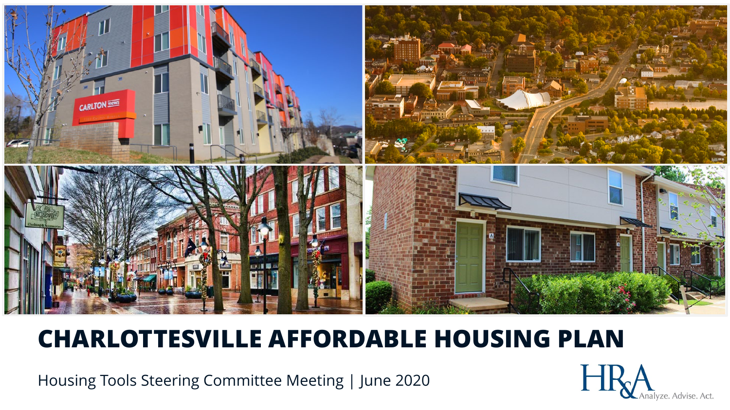# CHARLOTTESVILLE AFFORDABLE HOUSING PLAN

Housing Tools Steering Committee Meeting | June 2020

HR&A Analyze. Advise. Act.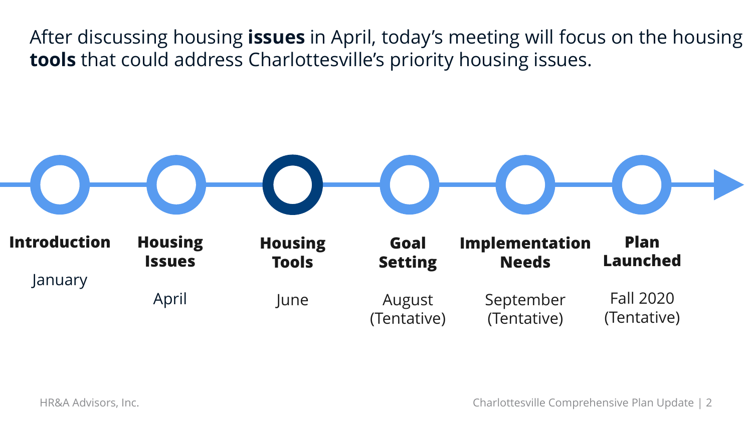After discussing housing **issues** in April, today's meeting will focus on the housing **tools** that could address Charlottesville's priority housing issues.

| **Introduction** | **Housing Issues** | **Housing Tools** | **Goal Setting** | **Implementation Needs** | **Plan Launched** |
|---|---|---|---|---|---|
| January | April | June | August (Tentative) | September (Tentative) | Fall 2020 (Tentative) |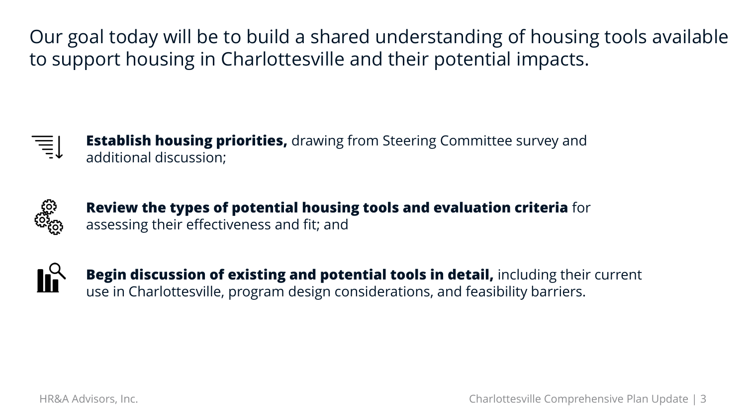# Our goal today will be to build a shared understanding of housing tools available to support housing in Charlottesville and their potential impacts.

- **Establish housing priorities,** drawing from Steering Committee survey and additional discussion;
- **Review the types of potential housing tools and evaluation criteria** for assessing their effectiveness and fit; and
- **Begin discussion of existing and potential tools in detail,** including their current use in Charlottesville, program design considerations, and feasibility barriers.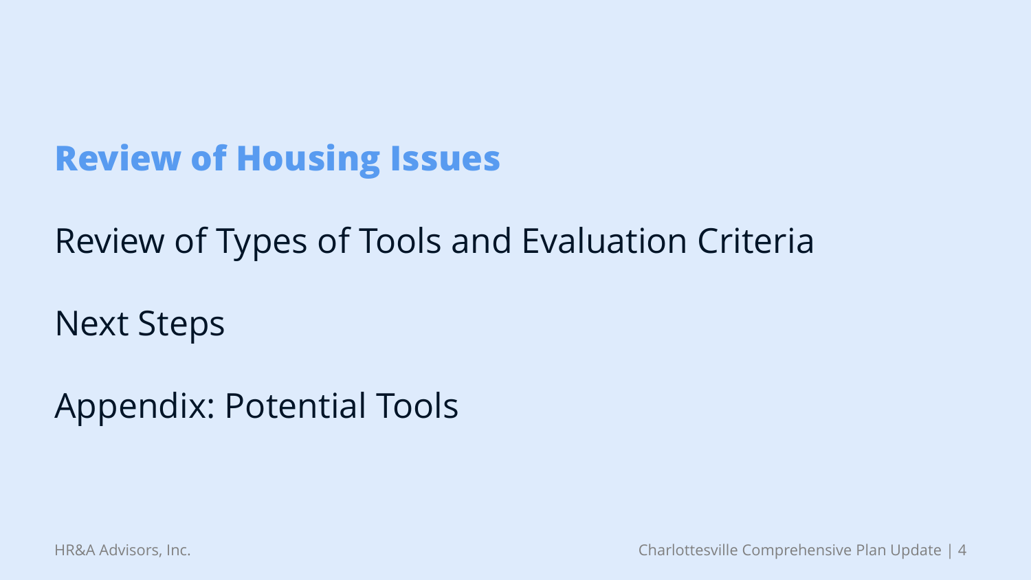**Review of Housing Issues**

Review of Types of Tools and Evaluation Criteria

Next Steps

Appendix: Potential Tools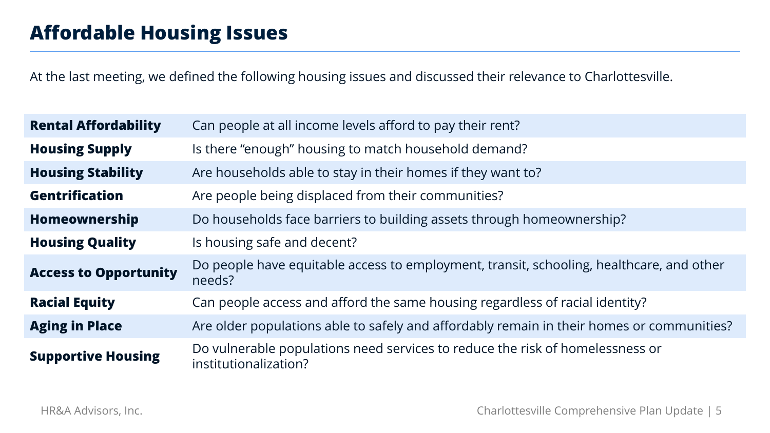# Affordable Housing Issues

At the last meeting, we defined the following housing issues and discussed their relevance to Charlottesville.

| | |
|---|---|
| **Rental Affordability** | Can people at all income levels afford to pay their rent? |
| **Housing Supply** | Is there "enough" housing to match household demand? |
| **Housing Stability** | Are households able to stay in their homes if they want to? |
| **Gentrification** | Are people being displaced from their communities? |
| **Homeownership** | Do households face barriers to building assets through homeownership? |
| **Housing Quality** | Is housing safe and decent? |
| **Access to Opportunity** | Do people have equitable access to employment, transit, schooling, healthcare, and other needs? |
| **Racial Equity** | Can people access and afford the same housing regardless of racial identity? |
| **Aging in Place** | Are older populations able to safely and affordably remain in their homes or communities? |
| **Supportive Housing** | Do vulnerable populations need services to reduce the risk of homelessness or institutionalization? |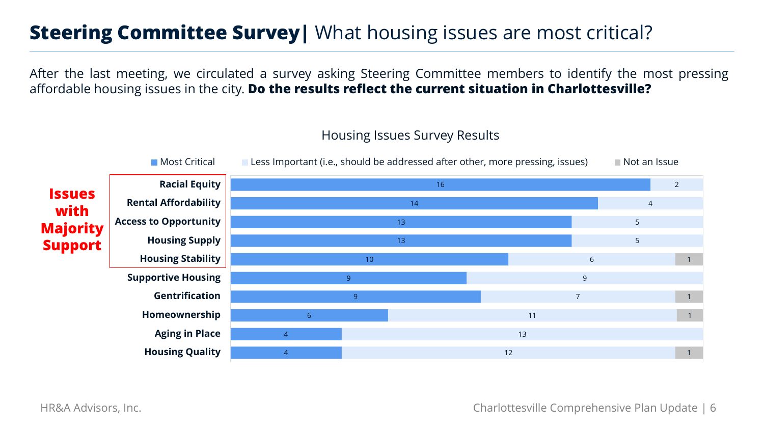# **Steering Committee Survey|** What housing issues are most critical?

After the last meeting, we circulated a survey asking Steering Committee members to identify the most pressing affordable housing issues in the city. **Do the results reflect the current situation in Charlottesville?**

### Housing Issues Survey Results

| Issue | Most Critical | Less Important (i.e., should be addressed after other, more pressing, issues) | Not an Issue |
|---|---|---|---|
| **Racial Equity** | 16 | 2 | |
| **Rental Affordability** | 14 | 4 | |
| **Access to Opportunity** | 13 | 5 | |
| **Housing Supply** | 13 | 5 | |
| **Housing Stability** | 10 | 6 | 1 |
| **Supportive Housing** | 9 | 9 | |
| **Gentrification** | 9 | 7 | 1 |
| **Homeownership** | 6 | 11 | 1 |
| **Aging in Place** | 4 | 13 | |
| **Housing Quality** | 4 | 12 | 1 |

**Issues with Majority Support**: Racial Equity, Rental Affordability, Access to Opportunity, Housing Supply, Housing Stability

HR&A Advisors, Inc.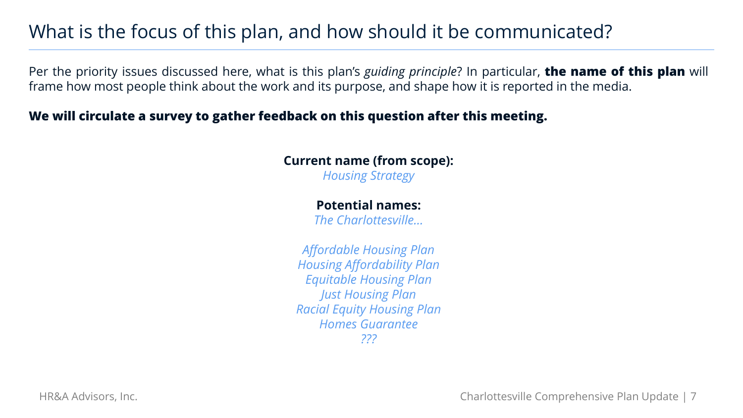# What is the focus of this plan, and how should it be communicated?

Per the priority issues discussed here, what is this plan's *guiding principle*? In particular, **the name of this plan** will frame how most people think about the work and its purpose, and shape how it is reported in the media.

**We will circulate a survey to gather feedback on this question after this meeting.**

**Current name (from scope):**
*Housing Strategy*

**Potential names:**
*The Charlottesville…*

*Affordable Housing Plan*
*Housing Affordability Plan*
*Equitable Housing Plan*
*Just Housing Plan*
*Racial Equity Housing Plan*
*Homes Guarantee*
*???*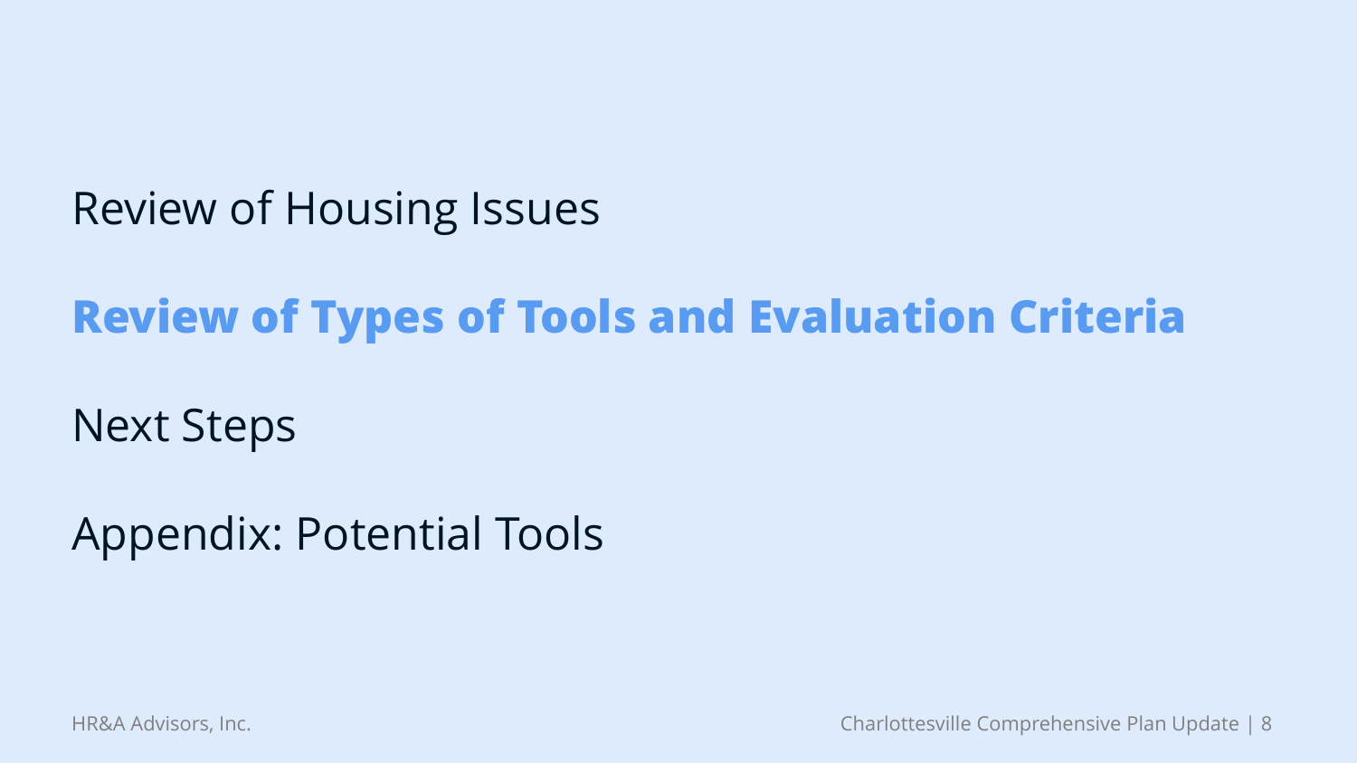Review of Housing Issues

**Review of Types of Tools and Evaluation Criteria**

Next Steps

Appendix: Potential Tools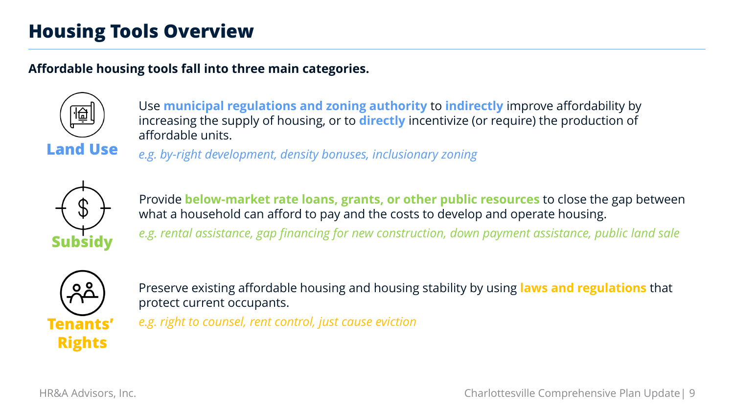# Housing Tools Overview

**Affordable housing tools fall into three main categories.**

### Land Use

Use **municipal regulations and zoning authority** to **indirectly** improve affordability by increasing the supply of housing, or to **directly** incentivize (or require) the production of affordable units.

*e.g. by-right development, density bonuses, inclusionary zoning*

### Subsidy

Provide **below-market rate loans, grants, or other public resources** to close the gap between what a household can afford to pay and the costs to develop and operate housing.

*e.g. rental assistance, gap financing for new construction, down payment assistance, public land sale*

### Tenants' Rights

Preserve existing affordable housing and housing stability by using **laws and regulations** that protect current occupants.

*e.g. right to counsel, rent control, just cause eviction*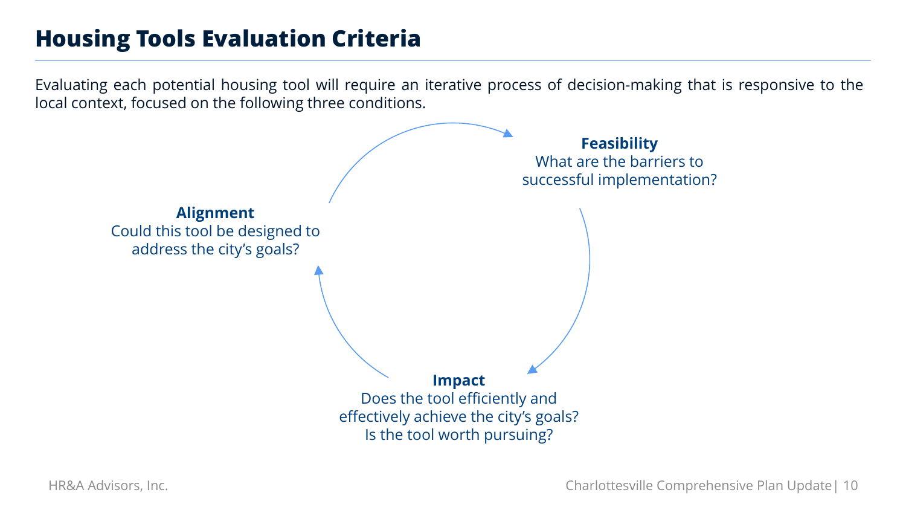# Housing Tools Evaluation Criteria

Evaluating each potential housing tool will require an iterative process of decision-making that is responsive to the local context, focused on the following three conditions.

**Feasibility**
What are the barriers to successful implementation?

**Impact**
Does the tool efficiently and effectively achieve the city's goals? Is the tool worth pursuing?

**Alignment**
Could this tool be designed to address the city's goals?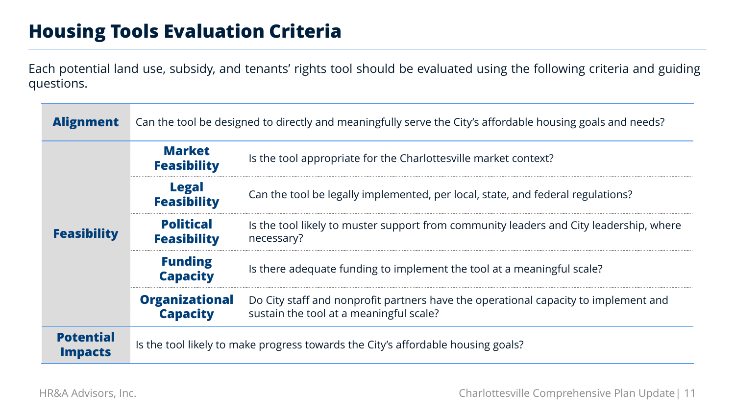# Housing Tools Evaluation Criteria

Each potential land use, subsidy, and tenants' rights tool should be evaluated using the following criteria and guiding questions.

| Criteria | Sub-criteria | Guiding Question |
|---|---|---|
| **Alignment** | | Can the tool be designed to directly and meaningfully serve the City's affordable housing goals and needs? |
| **Feasibility** | **Market Feasibility** | Is the tool appropriate for the Charlottesville market context? |
| | **Legal Feasibility** | Can the tool be legally implemented, per local, state, and federal regulations? |
| | **Political Feasibility** | Is the tool likely to muster support from community leaders and City leadership, where necessary? |
| | **Funding Capacity** | Is there adequate funding to implement the tool at a meaningful scale? |
| | **Organizational Capacity** | Do City staff and nonprofit partners have the operational capacity to implement and sustain the tool at a meaningful scale? |
| **Potential Impacts** | | Is the tool likely to make progress towards the City's affordable housing goals? |

HR&A Advisors, Inc.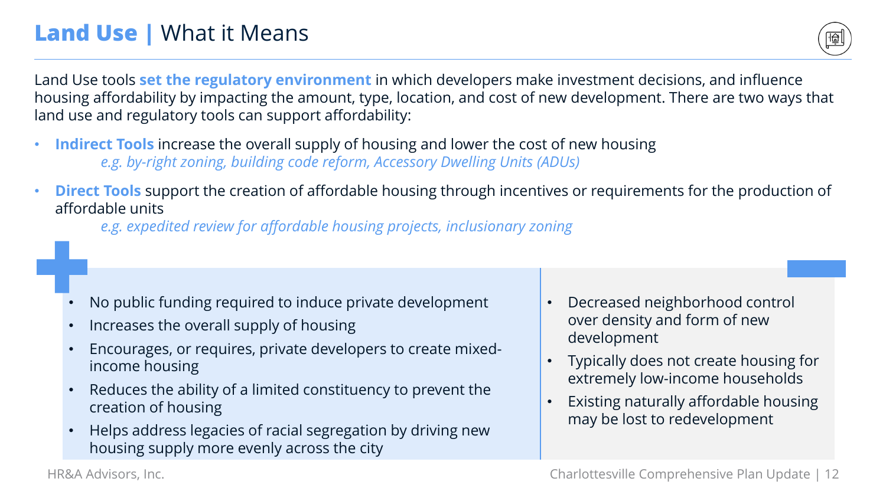# **Land Use** | What it Means

Land Use tools **set the regulatory environment** in which developers make investment decisions, and influence housing affordability by impacting the amount, type, location, and cost of new development. There are two ways that land use and regulatory tools can support affordability:

- **Indirect Tools** increase the overall supply of housing and lower the cost of new housing
  *e.g. by-right zoning, building code reform, Accessory Dwelling Units (ADUs)*
- **Direct Tools** support the creation of affordable housing through incentives or requirements for the production of affordable units
  *e.g. expedited review for affordable housing projects, inclusionary zoning*

| + | − |
|---|---|
| • No public funding required to induce private development<br>• Increases the overall supply of housing<br>• Encourages, or requires, private developers to create mixed-income housing<br>• Reduces the ability of a limited constituency to prevent the creation of housing<br>• Helps address legacies of racial segregation by driving new housing supply more evenly across the city | • Decreased neighborhood control over density and form of new development<br>• Typically does not create housing for extremely low-income households<br>• Existing naturally affordable housing may be lost to redevelopment |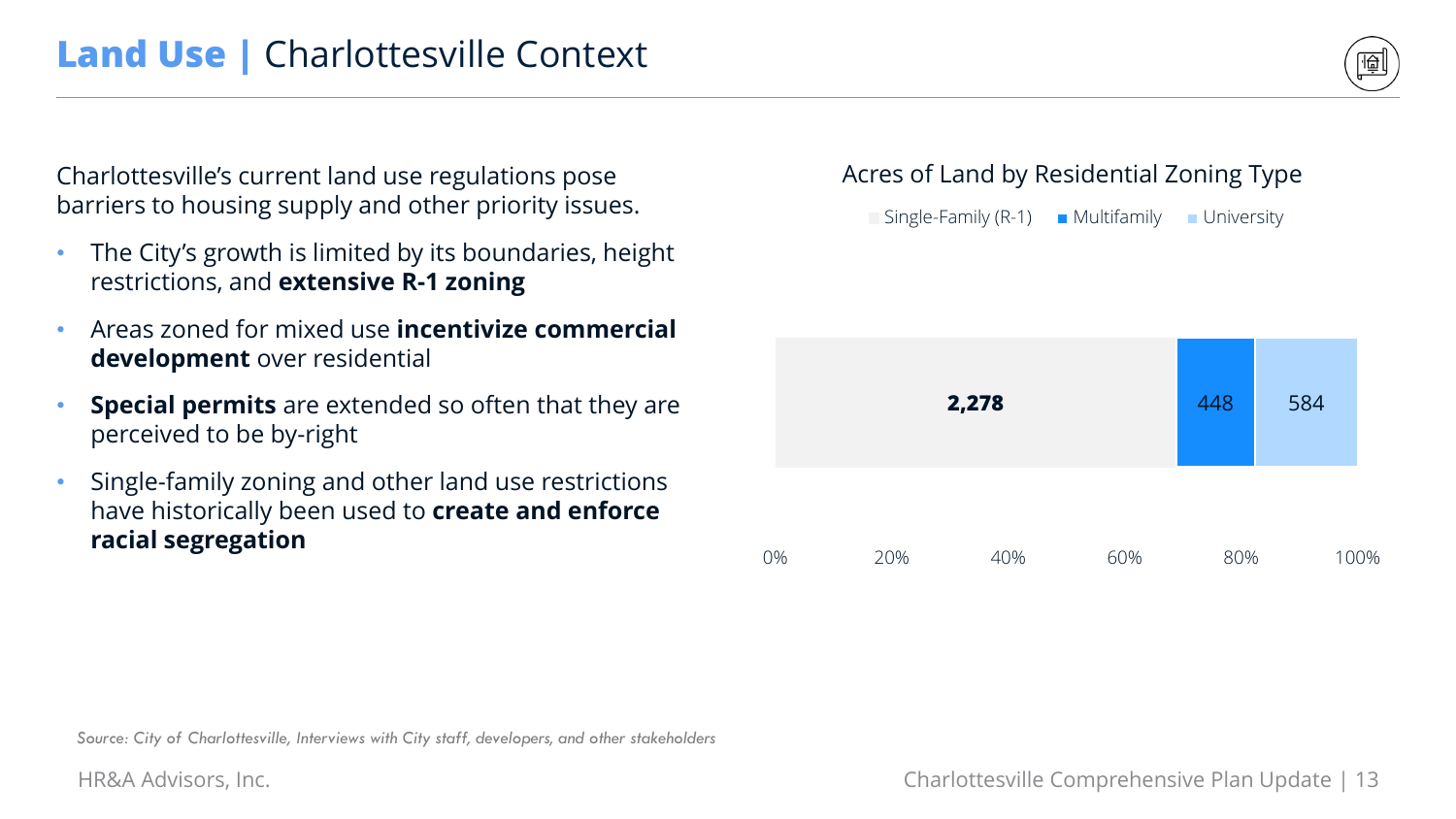# **Land Use |** Charlottesville Context

Charlottesville's current land use regulations pose barriers to housing supply and other priority issues.

- The City's growth is limited by its boundaries, height restrictions, and **extensive R-1 zoning**
- Areas zoned for mixed use **incentivize commercial development** over residential
- **Special permits** are extended so often that they are perceived to be by-right
- Single-family zoning and other land use restrictions have historically been used to **create and enforce racial segregation**

**Acres of Land by Residential Zoning Type**

| Single-Family (R-1) | Multifamily | University |
|---|---|---|
| 2,278 | 448 | 584 |

*Source: City of Charlottesville, Interviews with City staff, developers, and other stakeholders*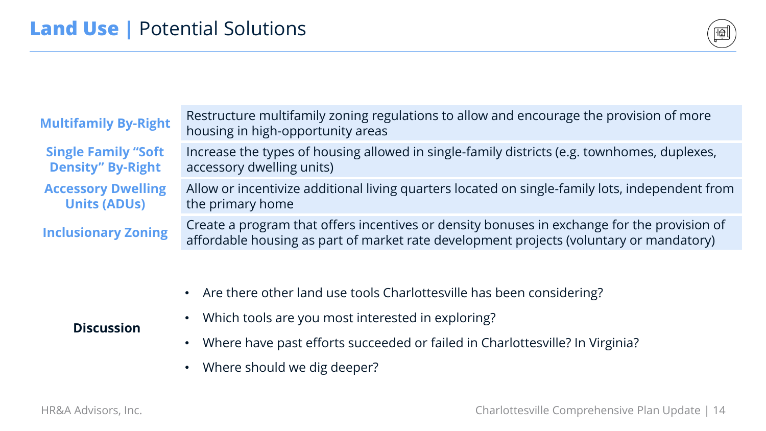# Land Use | Potential Solutions

| | |
|---|---|
| **Multifamily By-Right** | Restructure multifamily zoning regulations to allow and encourage the provision of more housing in high-opportunity areas |
| **Single Family "Soft Density" By-Right** | Increase the types of housing allowed in single-family districts (e.g. townhomes, duplexes, accessory dwelling units) |
| **Accessory Dwelling Units (ADUs)** | Allow or incentivize additional living quarters located on single-family lots, independent from the primary home |
| **Inclusionary Zoning** | Create a program that offers incentives or density bonuses in exchange for the provision of affordable housing as part of market rate development projects (voluntary or mandatory) |

**Discussion**

- Are there other land use tools Charlottesville has been considering?
- Which tools are you most interested in exploring?
- Where have past efforts succeeded or failed in Charlottesville? In Virginia?
- Where should we dig deeper?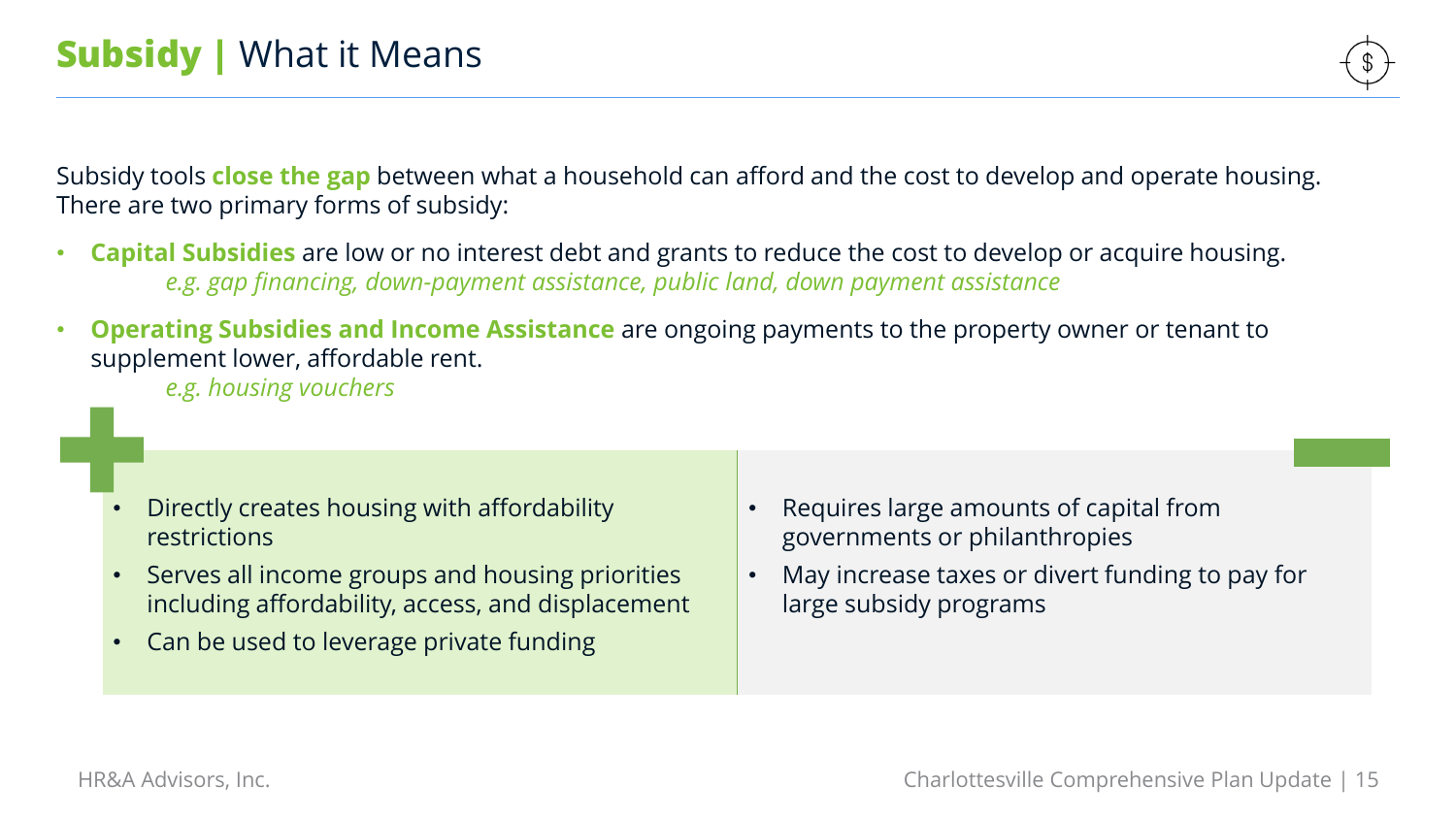# **Subsidy** | What it Means

Subsidy tools **close the gap** between what a household can afford and the cost to develop and operate housing. There are two primary forms of subsidy:

- **Capital Subsidies** are low or no interest debt and grants to reduce the cost to develop or acquire housing.
  *e.g. gap financing, down-payment assistance, public land, down payment assistance*
- **Operating Subsidies and Income Assistance** are ongoing payments to the property owner or tenant to supplement lower, affordable rent.
  *e.g. housing vouchers*

| + | − |
| --- | --- |
| • Directly creates housing with affordability restrictions<br>• Serves all income groups and housing priorities including affordability, access, and displacement<br>• Can be used to leverage private funding | • Requires large amounts of capital from governments or philanthropies<br>• May increase taxes or divert funding to pay for large subsidy programs |

HR&A Advisors, Inc.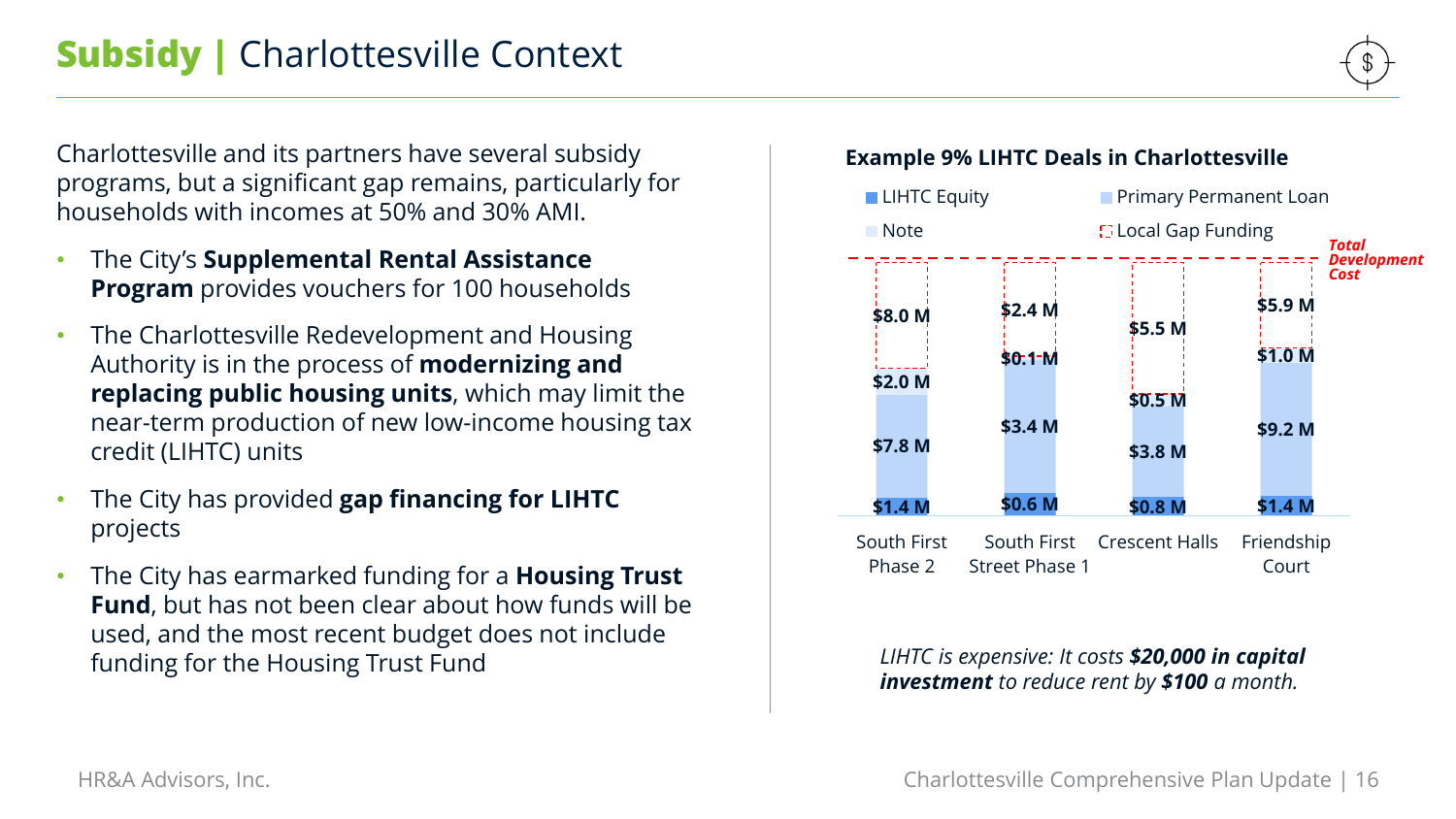# **Subsidy |** Charlottesville Context

Charlottesville and its partners have several subsidy programs, but a significant gap remains, particularly for households with incomes at 50% and 30% AMI.

- The City's **Supplemental Rental Assistance Program** provides vouchers for 100 households
- The Charlottesville Redevelopment and Housing Authority is in the process of **modernizing and replacing public housing units**, which may limit the near-term production of new low-income housing tax credit (LIHTC) units
- The City has provided **gap financing for LIHTC projects**
- The City has earmarked funding for a **Housing Trust Fund**, but has not been clear about how funds will be used, and the most recent budget does not include funding for the Housing Trust Fund

**Example 9% LIHTC Deals in Charlottesville**

| | South First Phase 2 | South First Street Phase 1 | Crescent Halls | Friendship Court |
|---|---|---|---|---|
| LIHTC Equity | $1.4 M | $0.6 M | $0.8 M | $1.4 M |
| Primary Permanent Loan | $7.8 M | $3.4 M | $3.8 M | $9.2 M |
| Note | $2.0 M | $0.1 M | $0.5 M | $1.0 M |
| Local Gap Funding | $8.0 M | $2.4 M | $5.5 M | $5.9 M |

*Total Development Cost*

*LIHTC is expensive: It costs **$20,000 in capital investment** to reduce rent by **$100** a month.*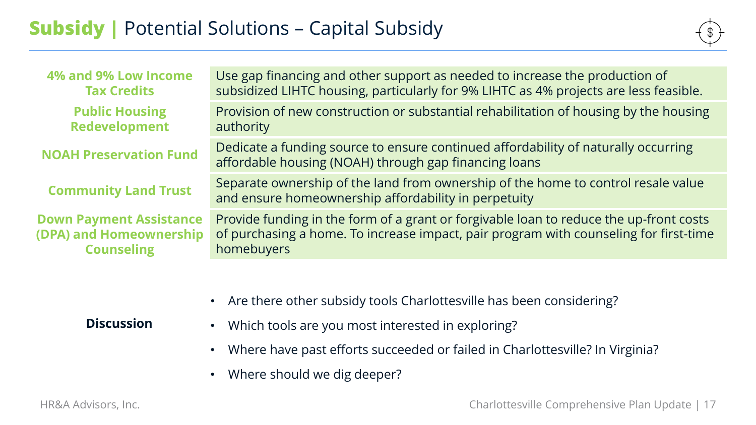# Subsidy | Potential Solutions – Capital Subsidy

| | |
|---|---|
| **4% and 9% Low Income Tax Credits** | Use gap financing and other support as needed to increase the production of subsidized LIHTC housing, particularly for 9% LIHTC as 4% projects are less feasible. |
| **Public Housing Redevelopment** | Provision of new construction or substantial rehabilitation of housing by the housing authority |
| **NOAH Preservation Fund** | Dedicate a funding source to ensure continued affordability of naturally occurring affordable housing (NOAH) through gap financing loans |
| **Community Land Trust** | Separate ownership of the land from ownership of the home to control resale value and ensure homeownership affordability in perpetuity |
| **Down Payment Assistance (DPA) and Homeownership Counseling** | Provide funding in the form of a grant or forgivable loan to reduce the up-front costs of purchasing a home. To increase impact, pair program with counseling for first-time homebuyers |

**Discussion**

- Are there other subsidy tools Charlottesville has been considering?
- Which tools are you most interested in exploring?
- Where have past efforts succeeded or failed in Charlottesville? In Virginia?
- Where should we dig deeper?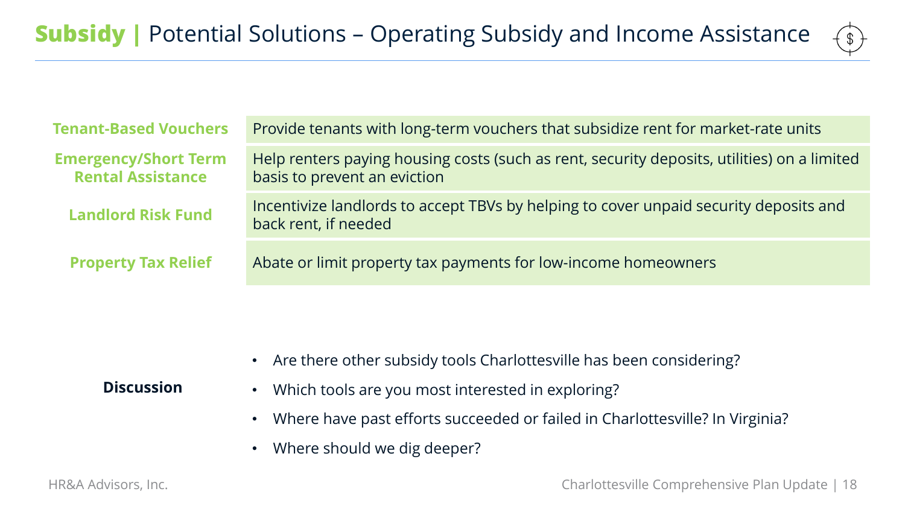# **Subsidy |** Potential Solutions – Operating Subsidy and Income Assistance

| | |
|---|---|
| **Tenant-Based Vouchers** | Provide tenants with long-term vouchers that subsidize rent for market-rate units |
| **Emergency/Short Term Rental Assistance** | Help renters paying housing costs (such as rent, security deposits, utilities) on a limited basis to prevent an eviction |
| **Landlord Risk Fund** | Incentivize landlords to accept TBVs by helping to cover unpaid security deposits and back rent, if needed |
| **Property Tax Relief** | Abate or limit property tax payments for low-income homeowners |

**Discussion**

- Are there other subsidy tools Charlottesville has been considering?
- Which tools are you most interested in exploring?
- Where have past efforts succeeded or failed in Charlottesville? In Virginia?
- Where should we dig deeper?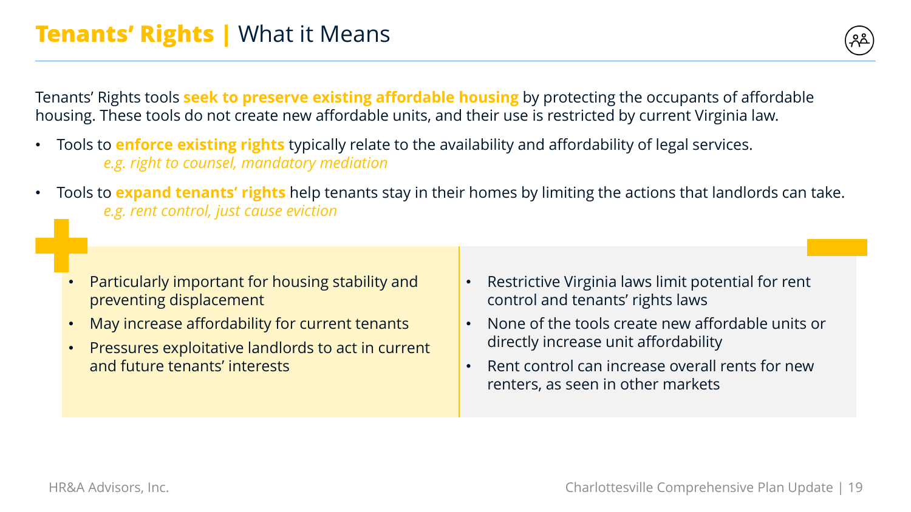# **Tenants' Rights** | What it Means

Tenants' Rights tools **seek to preserve existing affordable housing** by protecting the occupants of affordable housing. These tools do not create new affordable units, and their use is restricted by current Virginia law.

- Tools to **enforce existing rights** typically relate to the availability and affordability of legal services.
  *e.g. right to counsel, mandatory mediation*
- Tools to **expand tenants' rights** help tenants stay in their homes by limiting the actions that landlords can take.
  *e.g. rent control, just cause eviction*

**+**

- Particularly important for housing stability and preventing displacement
- May increase affordability for current tenants
- Pressures exploitative landlords to act in current and future tenants' interests

**−**

- Restrictive Virginia laws limit potential for rent control and tenants' rights laws
- None of the tools create new affordable units or directly increase unit affordability
- Rent control can increase overall rents for new renters, as seen in other markets

HR&A Advisors, Inc.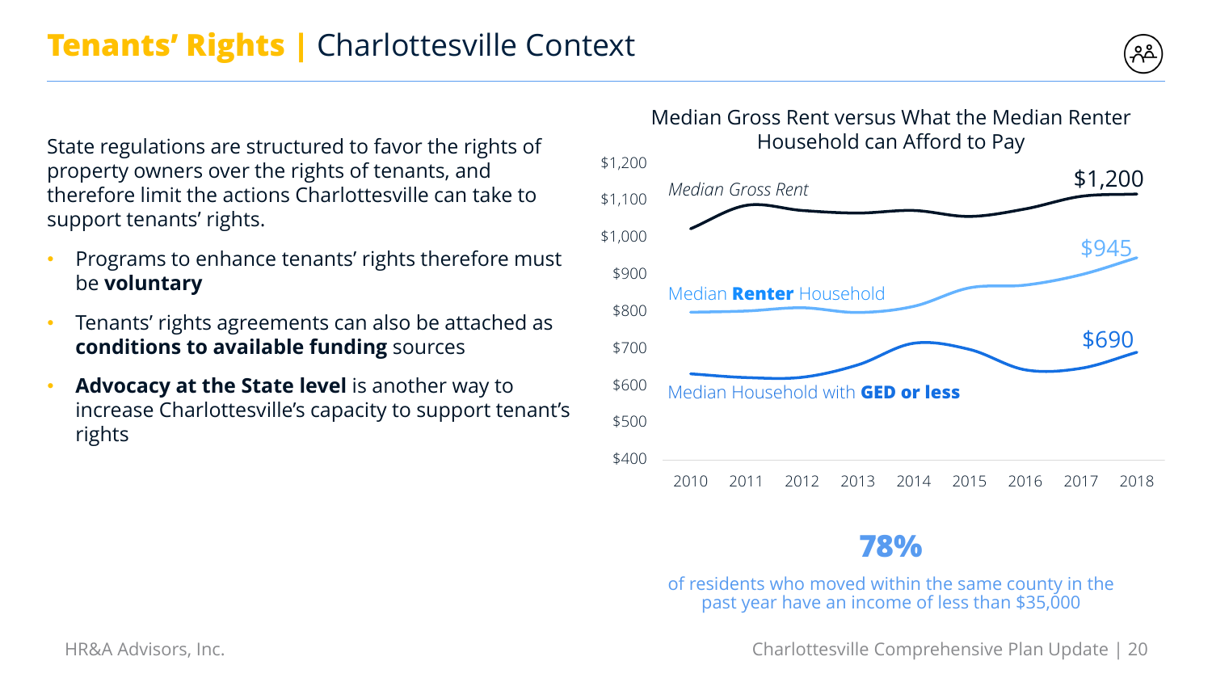# **Tenants' Rights |** Charlottesville Context

State regulations are structured to favor the rights of property owners over the rights of tenants, and therefore limit the actions Charlottesville can take to support tenants' rights.

- Programs to enhance tenants' rights therefore must be **voluntary**
- Tenants' rights agreements can also be attached as **conditions to available funding** sources
- **Advocacy at the State level** is another way to increase Charlottesville's capacity to support tenant's rights

Median Gross Rent versus What the Median Renter Household can Afford to Pay

*Median Gross Rent* — $1,200

Median **Renter** Household — $945

Median Household with **GED or less** — $690

$1,200 / $1,100 / $1,000 / $900 / $800 / $700 / $600 / $500 / $400

2010 2011 2012 2013 2014 2015 2016 2017 2018

**78%**

of residents who moved within the same county in the past year have an income of less than $35,000

HR&A Advisors, Inc.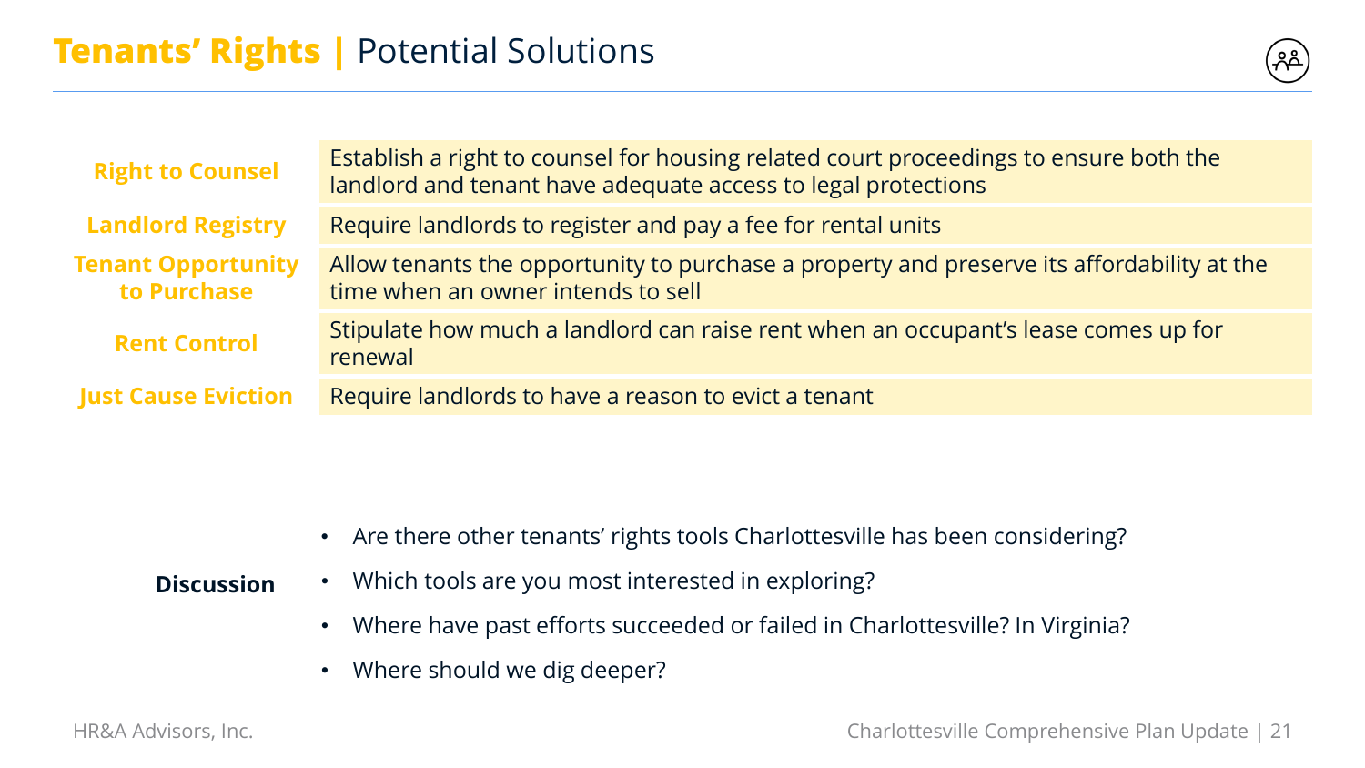# Tenants' Rights | Potential Solutions

| | |
|---|---|
| **Right to Counsel** | Establish a right to counsel for housing related court proceedings to ensure both the landlord and tenant have adequate access to legal protections |
| **Landlord Registry** | Require landlords to register and pay a fee for rental units |
| **Tenant Opportunity to Purchase** | Allow tenants the opportunity to purchase a property and preserve its affordability at the time when an owner intends to sell |
| **Rent Control** | Stipulate how much a landlord can raise rent when an occupant's lease comes up for renewal |
| **Just Cause Eviction** | Require landlords to have a reason to evict a tenant |

**Discussion**

- Are there other tenants' rights tools Charlottesville has been considering?
- Which tools are you most interested in exploring?
- Where have past efforts succeeded or failed in Charlottesville? In Virginia?
- Where should we dig deeper?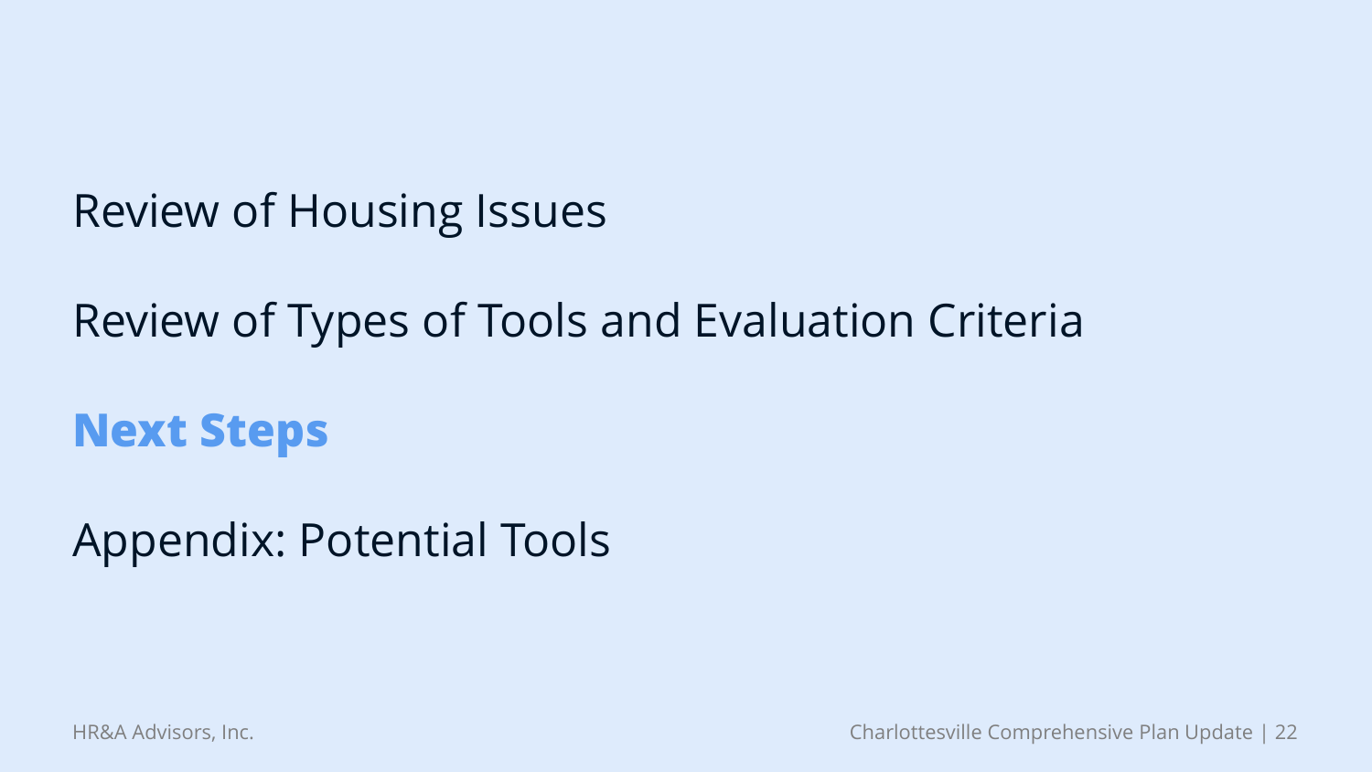Review of Housing Issues

Review of Types of Tools and Evaluation Criteria

**Next Steps**

Appendix: Potential Tools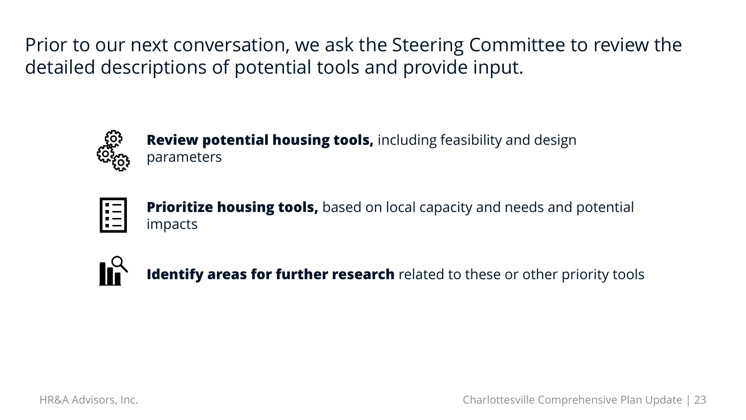Prior to our next conversation, we ask the Steering Committee to review the detailed descriptions of potential tools and provide input.

- **Review potential housing tools,** including feasibility and design parameters
- **Prioritize housing tools,** based on local capacity and needs and potential impacts
- **Identify areas for further research** related to these or other priority tools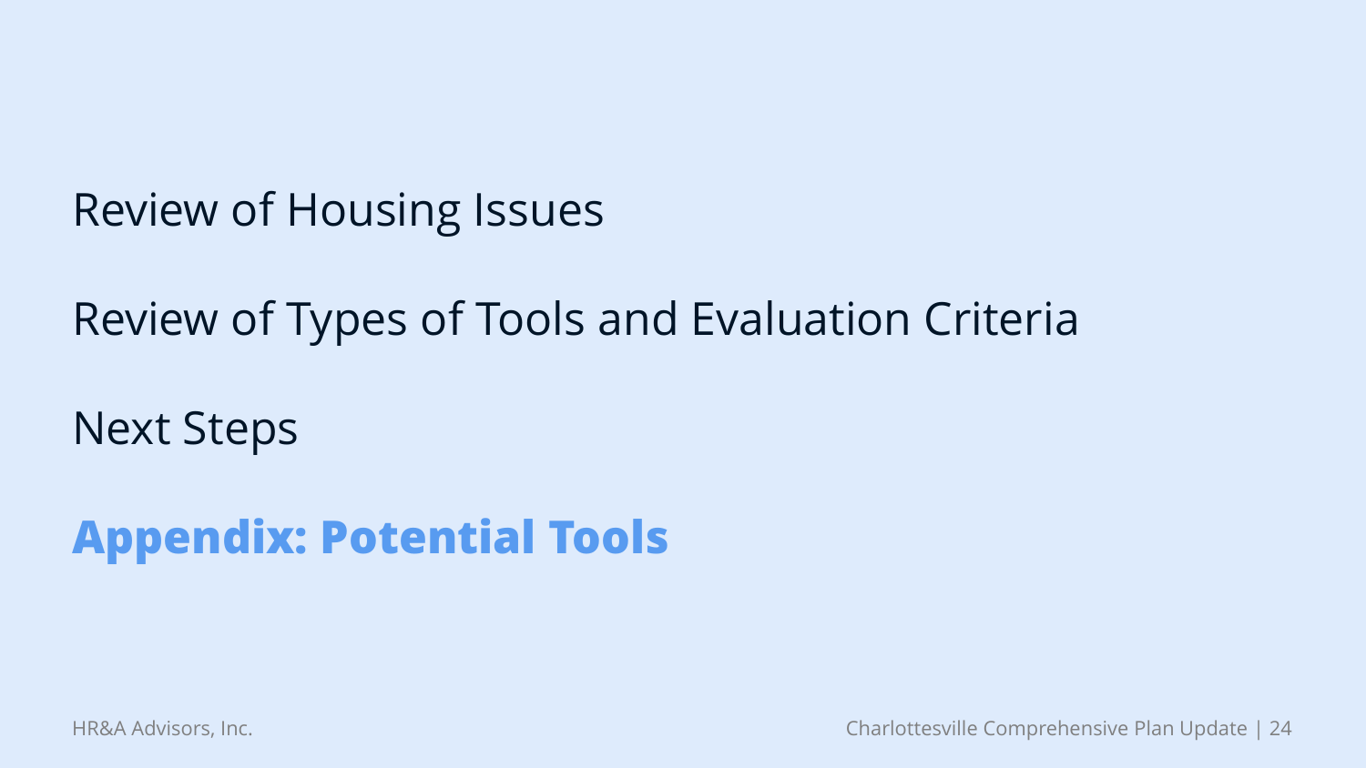Review of Housing Issues

Review of Types of Tools and Evaluation Criteria

Next Steps

**Appendix: Potential Tools**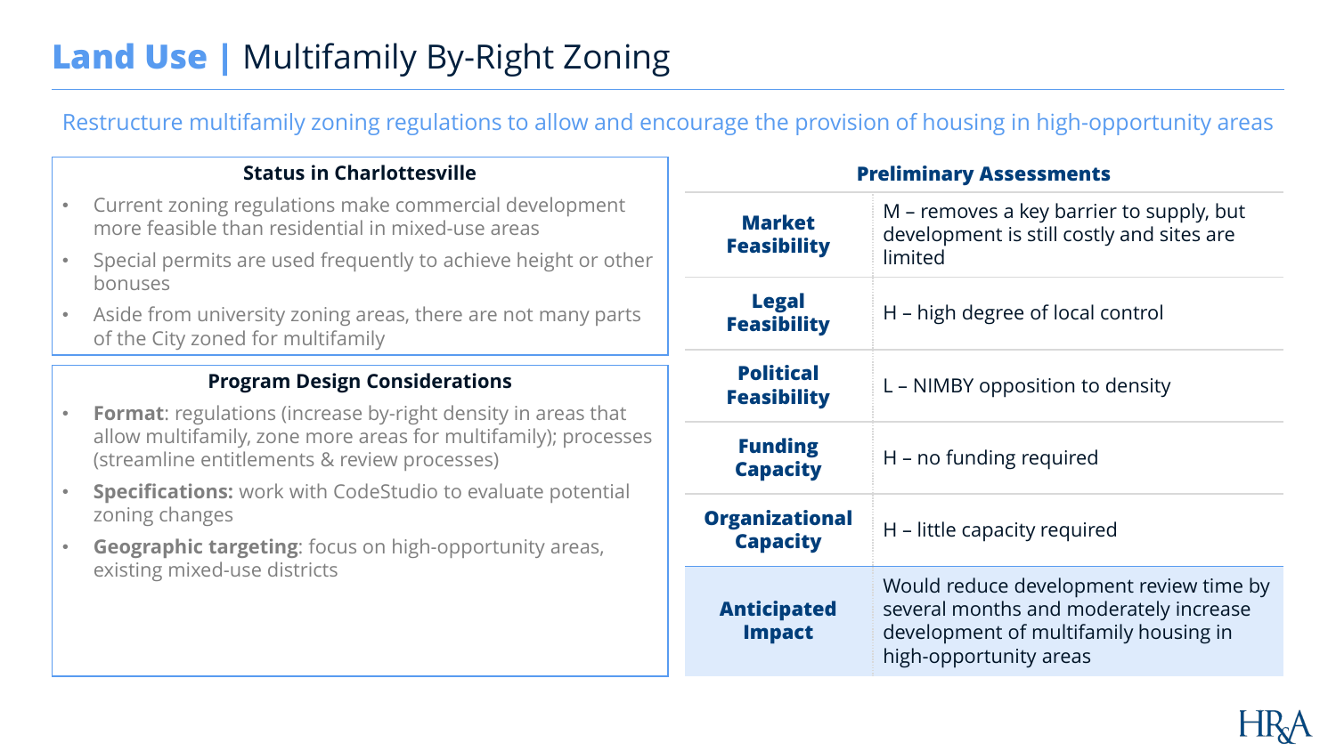# Land Use | Multifamily By-Right Zoning

Restructure multifamily zoning regulations to allow and encourage the provision of housing in high-opportunity areas

### Status in Charlottesville

- Current zoning regulations make commercial development more feasible than residential in mixed-use areas
- Special permits are used frequently to achieve height or other bonuses
- Aside from university zoning areas, there are not many parts of the City zoned for multifamily

### Program Design Considerations

- **Format**: regulations (increase by-right density in areas that allow multifamily, zone more areas for multifamily); processes (streamline entitlements & review processes)
- **Specifications:** work with CodeStudio to evaluate potential zoning changes
- **Geographic targeting**: focus on high-opportunity areas, existing mixed-use districts

| Preliminary Assessments | |
|---|---|
| **Market Feasibility** | M – removes a key barrier to supply, but development is still costly and sites are limited |
| **Legal Feasibility** | H – high degree of local control |
| **Political Feasibility** | L – NIMBY opposition to density |
| **Funding Capacity** | H – no funding required |
| **Organizational Capacity** | H – little capacity required |
| **Anticipated Impact** | Would reduce development review time by several months and moderately increase development of multifamily housing in high-opportunity areas |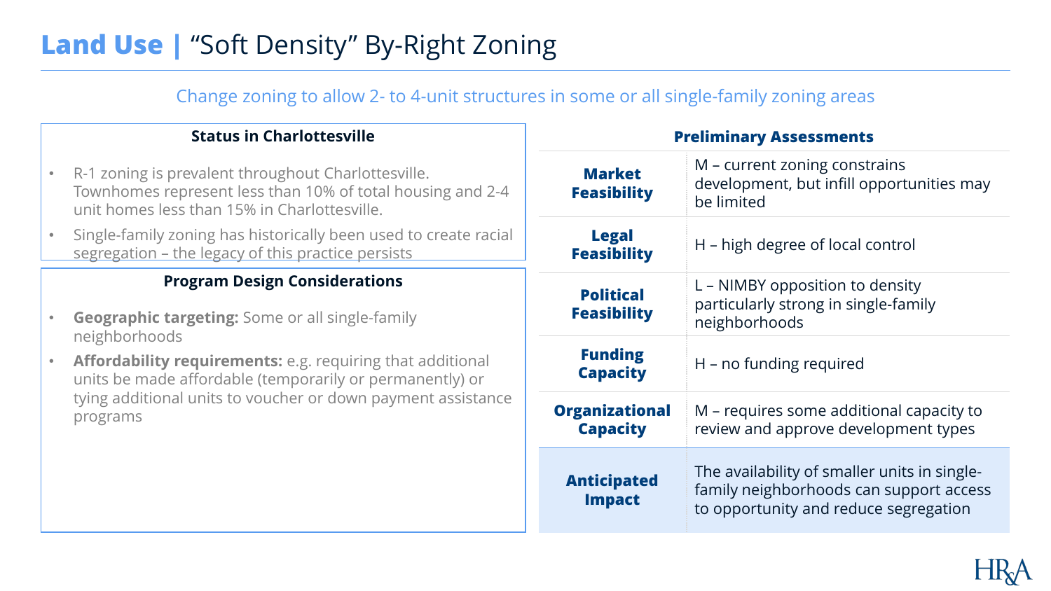# Land Use | "Soft Density" By-Right Zoning

Change zoning to allow 2- to 4-unit structures in some or all single-family zoning areas

### Status in Charlottesville

- R-1 zoning is prevalent throughout Charlottesville. Townhomes represent less than 10% of total housing and 2-4 unit homes less than 15% in Charlottesville.
- Single-family zoning has historically been used to create racial segregation – the legacy of this practice persists

### Program Design Considerations

- **Geographic targeting:** Some or all single-family neighborhoods
- **Affordability requirements:** e.g. requiring that additional units be made affordable (temporarily or permanently) or tying additional units to voucher or down payment assistance programs

### Preliminary Assessments

| | |
|---|---|
| **Market Feasibility** | M – current zoning constrains development, but infill opportunities may be limited |
| **Legal Feasibility** | H – high degree of local control |
| **Political Feasibility** | L – NIMBY opposition to density particularly strong in single-family neighborhoods |
| **Funding Capacity** | H – no funding required |
| **Organizational Capacity** | M – requires some additional capacity to review and approve development types |
| **Anticipated Impact** | The availability of smaller units in single-family neighborhoods can support access to opportunity and reduce segregation |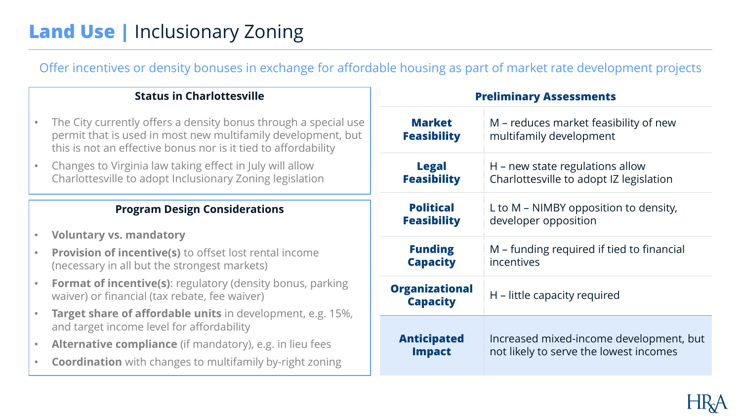# Land Use | Inclusionary Zoning

Offer incentives or density bonuses in exchange for affordable housing as part of market rate development projects

### Status in Charlottesville

- The City currently offers a density bonus through a special use permit that is used in most new multifamily development, but this is not an effective bonus nor is it tied to affordability
- Changes to Virginia law taking effect in July will allow Charlottesville to adopt Inclusionary Zoning legislation

### Program Design Considerations

- **Voluntary vs. mandatory**
- **Provision of incentive(s)** to offset lost rental income (necessary in all but the strongest markets)
- **Format of incentive(s)**: regulatory (density bonus, parking waiver) or financial (tax rebate, fee waiver)
- **Target share of affordable units** in development, e.g. 15%, and target income level for affordability
- **Alternative compliance** (if mandatory), e.g. in lieu fees
- **Coordination** with changes to multifamily by-right zoning

### Preliminary Assessments

| | |
|---|---|
| **Market Feasibility** | M – reduces market feasibility of new multifamily development |
| **Legal Feasibility** | H – new state regulations allow Charlottesville to adopt IZ legislation |
| **Political Feasibility** | L to M – NIMBY opposition to density, developer opposition |
| **Funding Capacity** | M – funding required if tied to financial incentives |
| **Organizational Capacity** | H – little capacity required |
| **Anticipated Impact** | Increased mixed-income development, but not likely to serve the lowest incomes |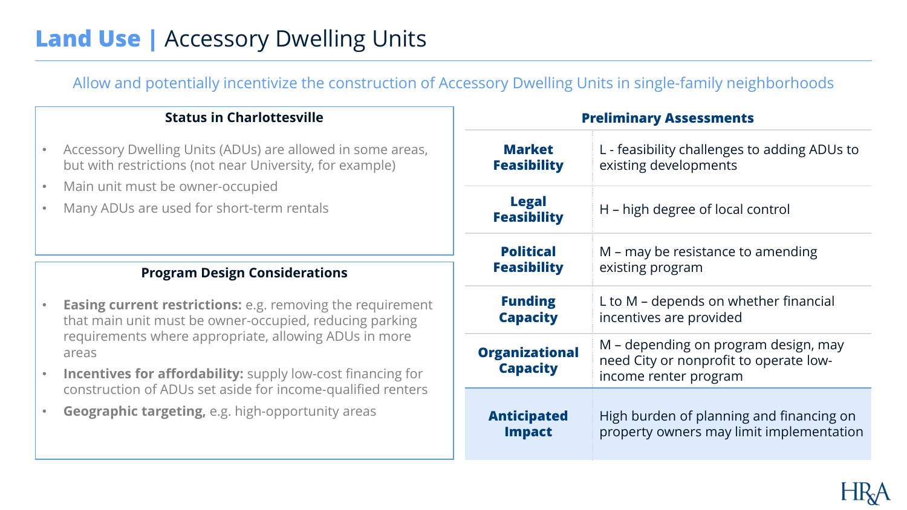# Land Use | Accessory Dwelling Units

Allow and potentially incentivize the construction of Accessory Dwelling Units in single-family neighborhoods

### Status in Charlottesville

- Accessory Dwelling Units (ADUs) are allowed in some areas, but with restrictions (not near University, for example)
- Main unit must be owner-occupied
- Many ADUs are used for short-term rentals

### Program Design Considerations

- **Easing current restrictions:** e.g. removing the requirement that main unit must be owner-occupied, reducing parking requirements where appropriate, allowing ADUs in more areas
- **Incentives for affordability:** supply low-cost financing for construction of ADUs set aside for income-qualified renters
- **Geographic targeting,** e.g. high-opportunity areas

### Preliminary Assessments

| | |
|---|---|
| **Market Feasibility** | L - feasibility challenges to adding ADUs to existing developments |
| **Legal Feasibility** | H – high degree of local control |
| **Political Feasibility** | M – may be resistance to amending existing program |
| **Funding Capacity** | L to M – depends on whether financial incentives are provided |
| **Organizational Capacity** | M – depending on program design, may need City or nonprofit to operate low-income renter program |
| **Anticipated Impact** | High burden of planning and financing on property owners may limit implementation |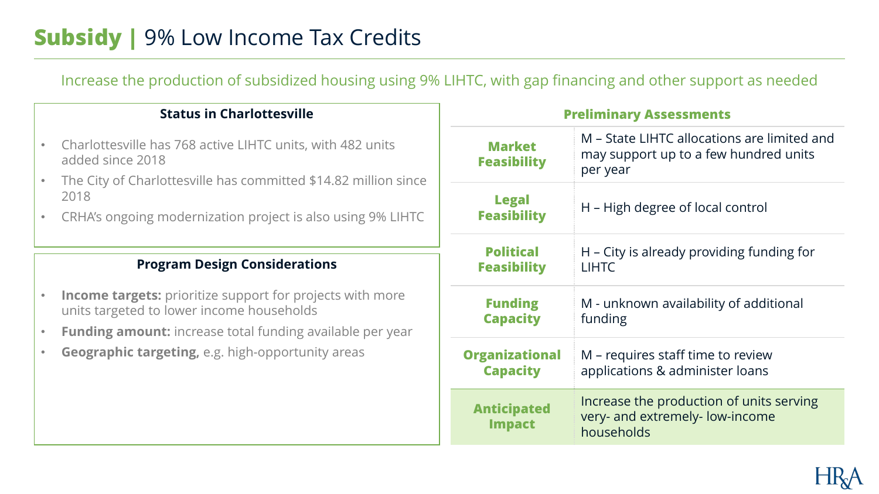# **Subsidy |** 9% Low Income Tax Credits

Increase the production of subsidized housing using 9% LIHTC, with gap financing and other support as needed

### Status in Charlottesville

- Charlottesville has 768 active LIHTC units, with 482 units added since 2018
- The City of Charlottesville has committed $14.82 million since 2018
- CRHA's ongoing modernization project is also using 9% LIHTC

### Program Design Considerations

- **Income targets:** prioritize support for projects with more units targeted to lower income households
- **Funding amount:** increase total funding available per year
- **Geographic targeting,** e.g. high-opportunity areas

### Preliminary Assessments

| | |
|---|---|
| **Market Feasibility** | M – State LIHTC allocations are limited and may support up to a few hundred units per year |
| **Legal Feasibility** | H – High degree of local control |
| **Political Feasibility** | H – City is already providing funding for LIHTC |
| **Funding Capacity** | M - unknown availability of additional funding |
| **Organizational Capacity** | M – requires staff time to review applications & administer loans |
| **Anticipated Impact** | Increase the production of units serving very- and extremely- low-income households |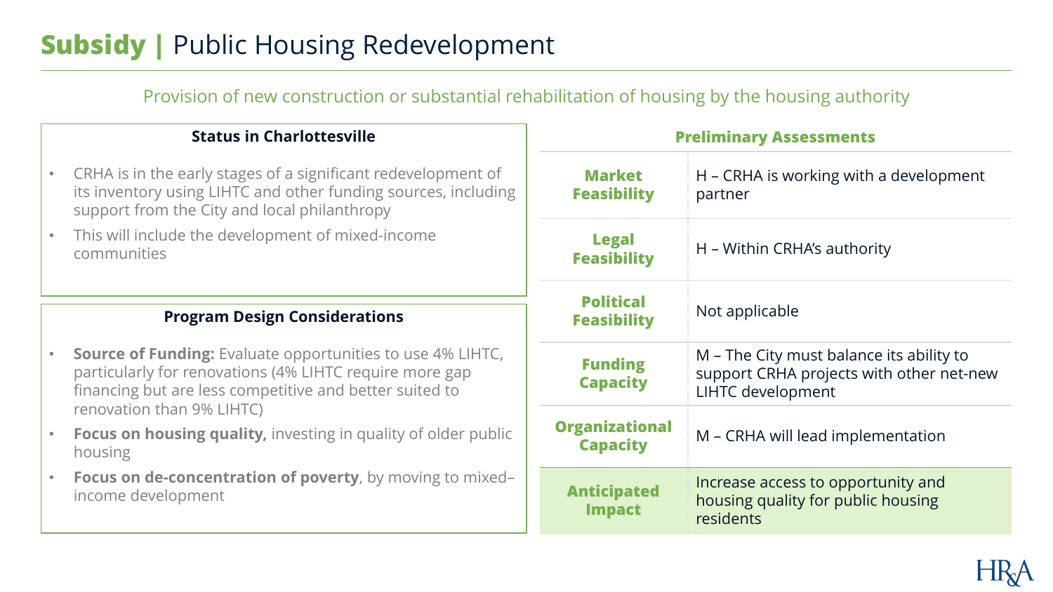# Subsidy | Public Housing Redevelopment

Provision of new construction or substantial rehabilitation of housing by the housing authority

### Status in Charlottesville

- CRHA is in the early stages of a significant redevelopment of its inventory using LIHTC and other funding sources, including support from the City and local philanthropy
- This will include the development of mixed-income communities

### Program Design Considerations

- **Source of Funding:** Evaluate opportunities to use 4% LIHTC, particularly for renovations (4% LIHTC require more gap financing but are less competitive and better suited to renovation than 9% LIHTC)
- **Focus on housing quality,** investing in quality of older public housing
- **Focus on de-concentration of poverty**, by moving to mixed–income development

### Preliminary Assessments

| | |
|---|---|
| **Market Feasibility** | H – CRHA is working with a development partner |
| **Legal Feasibility** | H – Within CRHA's authority |
| **Political Feasibility** | Not applicable |
| **Funding Capacity** | M – The City must balance its ability to support CRHA projects with other net-new LIHTC development |
| **Organizational Capacity** | M – CRHA will lead implementation |
| **Anticipated Impact** | Increase access to opportunity and housing quality for public housing residents |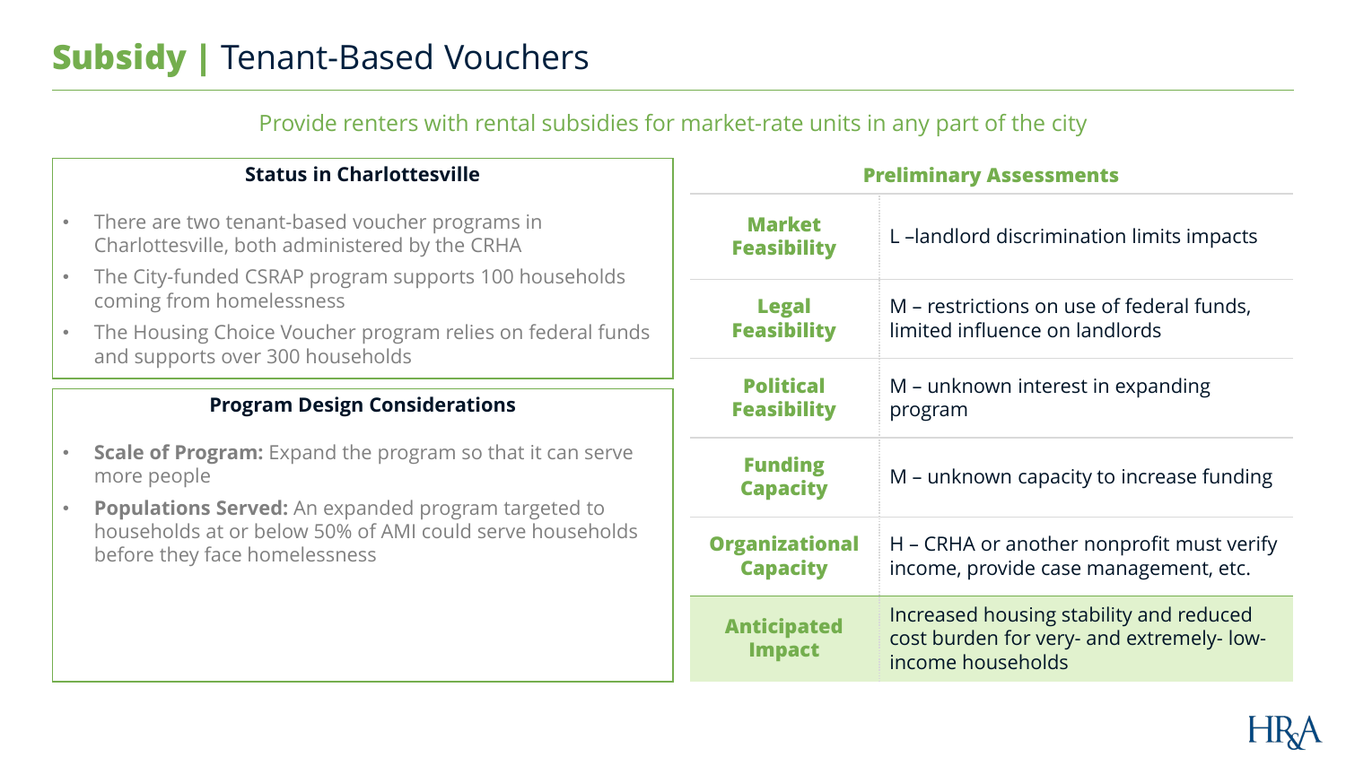# **Subsidy** | Tenant-Based Vouchers

Provide renters with rental subsidies for market-rate units in any part of the city

### Status in Charlottesville

- There are two tenant-based voucher programs in Charlottesville, both administered by the CRHA
- The City-funded CSRAP program supports 100 households coming from homelessness
- The Housing Choice Voucher program relies on federal funds and supports over 300 households

### Program Design Considerations

- **Scale of Program:** Expand the program so that it can serve more people
- **Populations Served:** An expanded program targeted to households at or below 50% of AMI could serve households before they face homelessness

### Preliminary Assessments

| | |
|---|---|
| **Market Feasibility** | L –landlord discrimination limits impacts |
| **Legal Feasibility** | M – restrictions on use of federal funds, limited influence on landlords |
| **Political Feasibility** | M – unknown interest in expanding program |
| **Funding Capacity** | M – unknown capacity to increase funding |
| **Organizational Capacity** | H – CRHA or another nonprofit must verify income, provide case management, etc. |
| **Anticipated Impact** | Increased housing stability and reduced cost burden for very- and extremely- low-income households |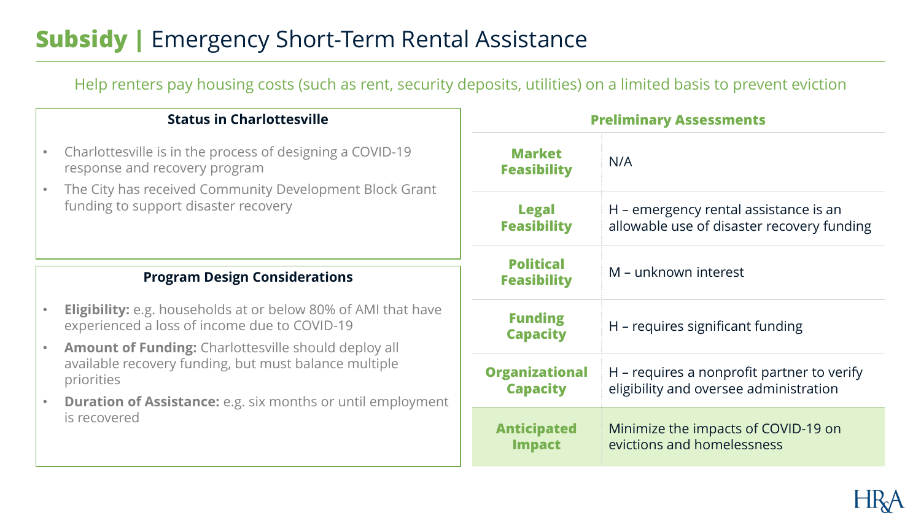# **Subsidy** | Emergency Short-Term Rental Assistance

Help renters pay housing costs (such as rent, security deposits, utilities) on a limited basis to prevent eviction

### Status in Charlottesville

- Charlottesville is in the process of designing a COVID-19 response and recovery program
- The City has received Community Development Block Grant funding to support disaster recovery

### Program Design Considerations

- **Eligibility:** e.g. households at or below 80% of AMI that have experienced a loss of income due to COVID-19
- **Amount of Funding:** Charlottesville should deploy all available recovery funding, but must balance multiple priorities
- **Duration of Assistance:** e.g. six months or until employment is recovered

### Preliminary Assessments

| | |
|---|---|
| **Market Feasibility** | N/A |
| **Legal Feasibility** | H – emergency rental assistance is an allowable use of disaster recovery funding |
| **Political Feasibility** | M – unknown interest |
| **Funding Capacity** | H – requires significant funding |
| **Organizational Capacity** | H – requires a nonprofit partner to verify eligibility and oversee administration |
| **Anticipated Impact** | Minimize the impacts of COVID-19 on evictions and homelessness |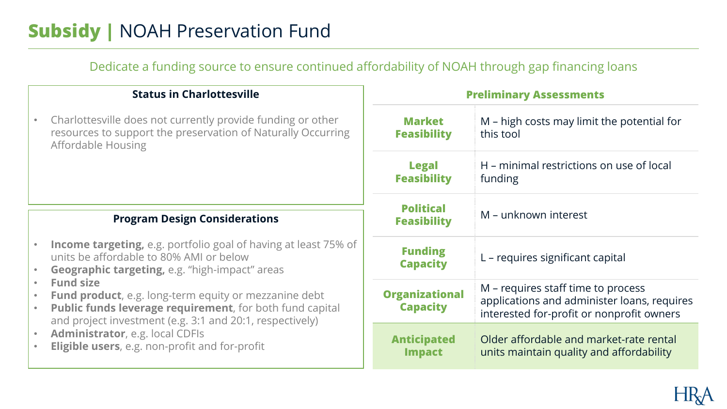# **Subsidy** | NOAH Preservation Fund

Dedicate a funding source to ensure continued affordability of NOAH through gap financing loans

### Status in Charlottesville

- Charlottesville does not currently provide funding or other resources to support the preservation of Naturally Occurring Affordable Housing

### Program Design Considerations

- **Income targeting,** e.g. portfolio goal of having at least 75% of units be affordable to 80% AMI or below
- **Geographic targeting,** e.g. "high-impact" areas
- **Fund size**
- **Fund product**, e.g. long-term equity or mezzanine debt
- **Public funds leverage requirement**, for both fund capital and project investment (e.g. 3:1 and 20:1, respectively)
- **Administrator**, e.g. local CDFIs
- **Eligible users**, e.g. non-profit and for-profit

| Preliminary Assessments | |
|---|---|
| **Market Feasibility** | M – high costs may limit the potential for this tool |
| **Legal Feasibility** | H – minimal restrictions on use of local funding |
| **Political Feasibility** | M – unknown interest |
| **Funding Capacity** | L – requires significant capital |
| **Organizational Capacity** | M – requires staff time to process applications and administer loans, requires interested for-profit or nonprofit owners |
| **Anticipated Impact** | Older affordable and market-rate rental units maintain quality and affordability |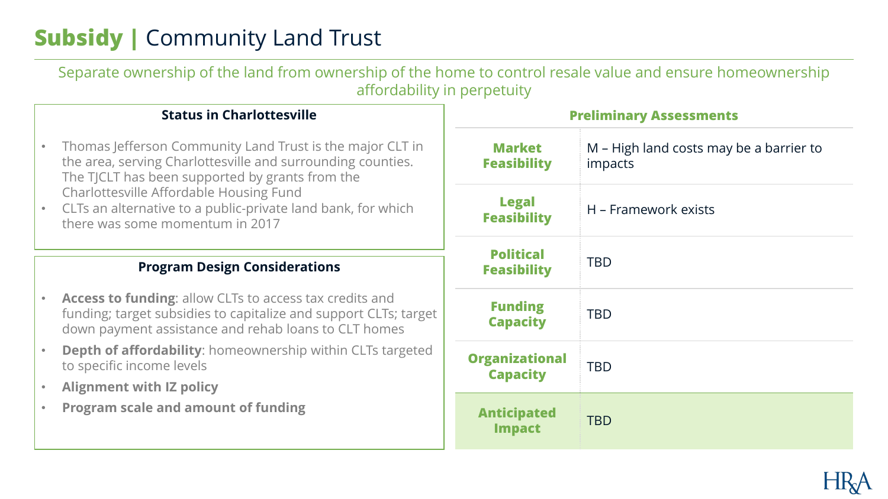# **Subsidy** | Community Land Trust

Separate ownership of the land from ownership of the home to control resale value and ensure homeownership affordability in perpetuity

### Status in Charlottesville

- Thomas Jefferson Community Land Trust is the major CLT in the area, serving Charlottesville and surrounding counties. The TJCLT has been supported by grants from the Charlottesville Affordable Housing Fund
- CLTs an alternative to a public-private land bank, for which there was some momentum in 2017

### Program Design Considerations

- **Access to funding**: allow CLTs to access tax credits and funding; target subsidies to capitalize and support CLTs; target down payment assistance and rehab loans to CLT homes
- **Depth of affordability**: homeownership within CLTs targeted to specific income levels
- **Alignment with IZ policy**
- **Program scale and amount of funding**

### Preliminary Assessments

| | |
|---|---|
| **Market Feasibility** | M – High land costs may be a barrier to impacts |
| **Legal Feasibility** | H – Framework exists |
| **Political Feasibility** | TBD |
| **Funding Capacity** | TBD |
| **Organizational Capacity** | TBD |
| **Anticipated Impact** | TBD |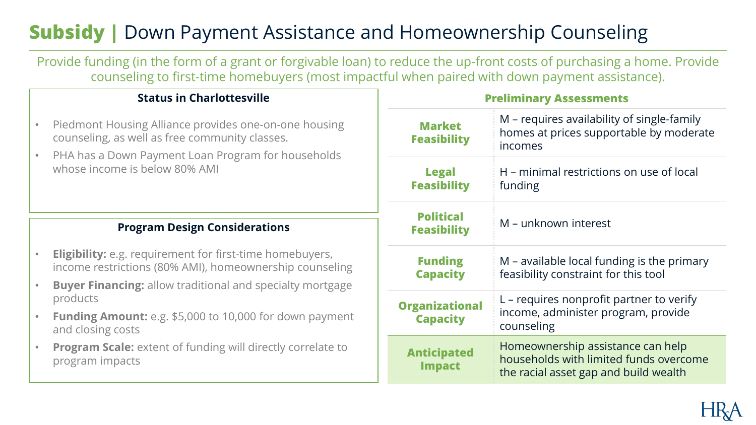# **Subsidy |** Down Payment Assistance and Homeownership Counseling

Provide funding (in the form of a grant or forgivable loan) to reduce the up-front costs of purchasing a home. Provide counseling to first-time homebuyers (most impactful when paired with down payment assistance).

### Status in Charlottesville

- Piedmont Housing Alliance provides one-on-one housing counseling, as well as free community classes.
- PHA has a Down Payment Loan Program for households whose income is below 80% AMI

### Program Design Considerations

- **Eligibility:** e.g. requirement for first-time homebuyers, income restrictions (80% AMI), homeownership counseling
- **Buyer Financing:** allow traditional and specialty mortgage products
- **Funding Amount:** e.g. $5,000 to 10,000 for down payment and closing costs
- **Program Scale:** extent of funding will directly correlate to program impacts

### Preliminary Assessments

| | |
|---|---|
| **Market Feasibility** | M – requires availability of single-family homes at prices supportable by moderate incomes |
| **Legal Feasibility** | H – minimal restrictions on use of local funding |
| **Political Feasibility** | M – unknown interest |
| **Funding Capacity** | M – available local funding is the primary feasibility constraint for this tool |
| **Organizational Capacity** | L – requires nonprofit partner to verify income, administer program, provide counseling |
| **Anticipated Impact** | Homeownership assistance can help households with limited funds overcome the racial asset gap and build wealth |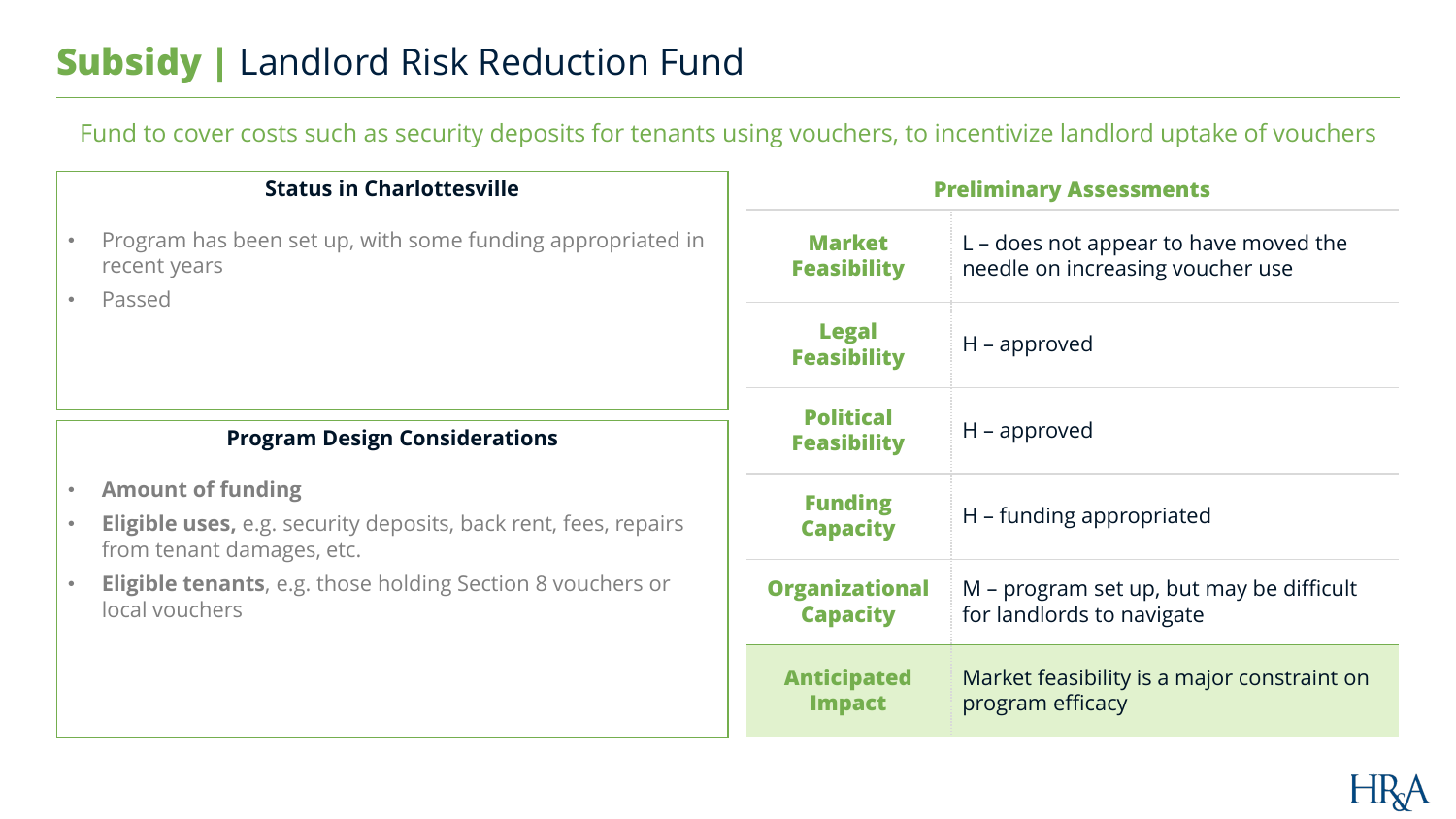# Subsidy | Landlord Risk Reduction Fund

Fund to cover costs such as security deposits for tenants using vouchers, to incentivize landlord uptake of vouchers

### Status in Charlottesville

- Program has been set up, with some funding appropriated in recent years
- Passed

### Program Design Considerations

- **Amount of funding**
- **Eligible uses,** e.g. security deposits, back rent, fees, repairs from tenant damages, etc.
- **Eligible tenants**, e.g. those holding Section 8 vouchers or local vouchers

### Preliminary Assessments

| | |
|---|---|
| **Market Feasibility** | L – does not appear to have moved the needle on increasing voucher use |
| **Legal Feasibility** | H – approved |
| **Political Feasibility** | H – approved |
| **Funding Capacity** | H – funding appropriated |
| **Organizational Capacity** | M – program set up, but may be difficult for landlords to navigate |
| **Anticipated Impact** | Market feasibility is a major constraint on program efficacy |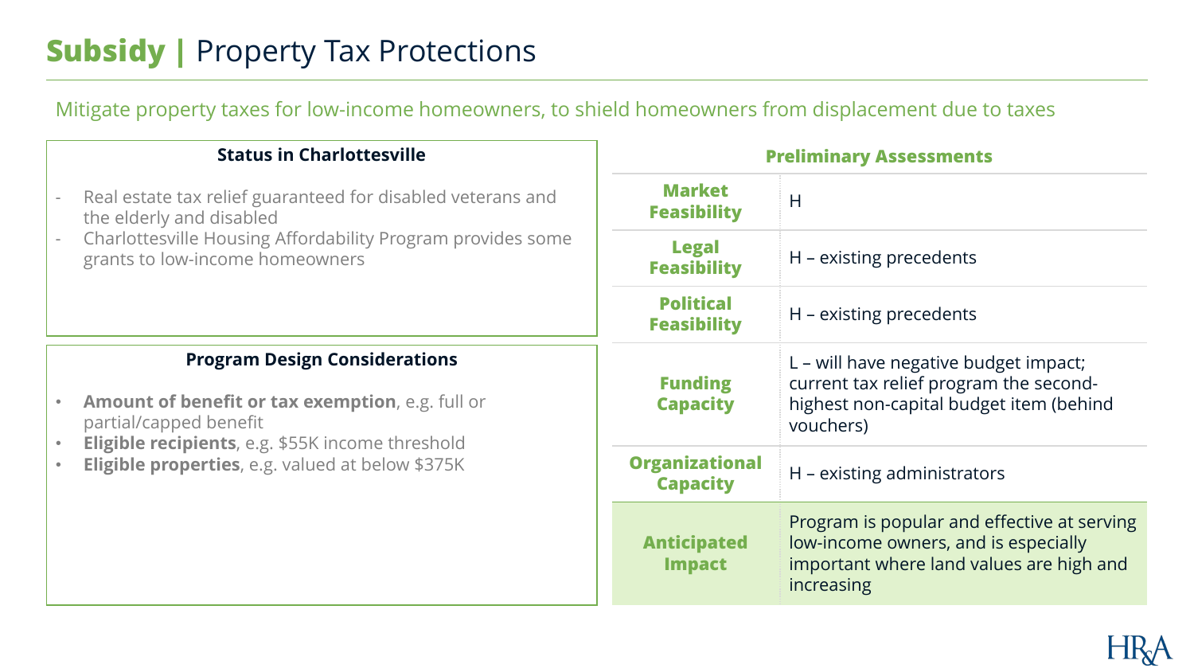# **Subsidy |** Property Tax Protections

Mitigate property taxes for low-income homeowners, to shield homeowners from displacement due to taxes

### Status in Charlottesville

- Real estate tax relief guaranteed for disabled veterans and the elderly and disabled
- Charlottesville Housing Affordability Program provides some grants to low-income homeowners

### Program Design Considerations

- **Amount of benefit or tax exemption**, e.g. full or partial/capped benefit
- **Eligible recipients**, e.g. $55K income threshold
- **Eligible properties**, e.g. valued at below $375K

| Preliminary Assessments | |
|---|---|
| **Market Feasibility** | H |
| **Legal Feasibility** | H – existing precedents |
| **Political Feasibility** | H – existing precedents |
| **Funding Capacity** | L – will have negative budget impact; current tax relief program the second-highest non-capital budget item (behind vouchers) |
| **Organizational Capacity** | H – existing administrators |
| **Anticipated Impact** | Program is popular and effective at serving low-income owners, and is especially important where land values are high and increasing |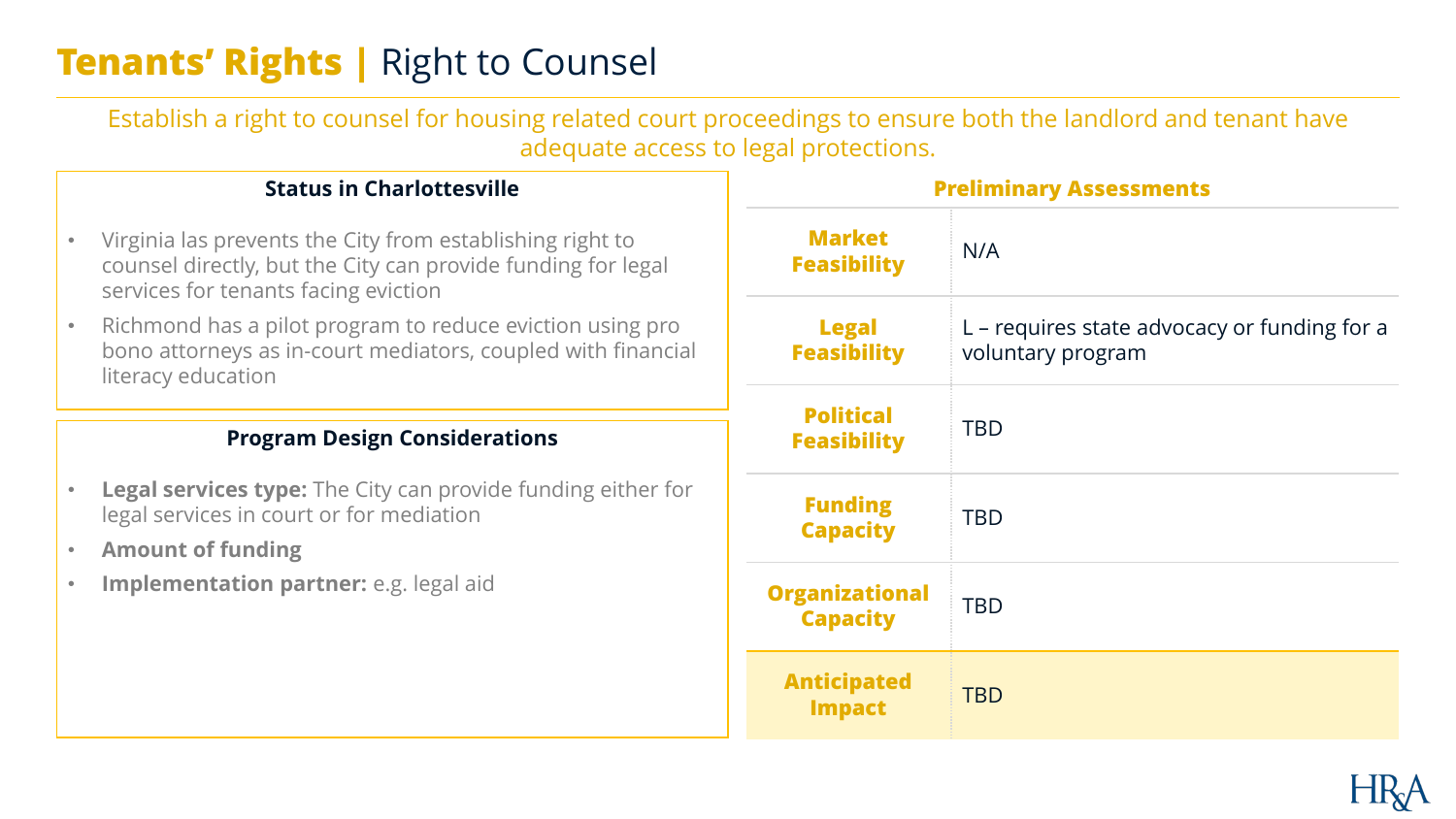# Tenants' Rights | Right to Counsel

Establish a right to counsel for housing related court proceedings to ensure both the landlord and tenant have adequate access to legal protections.

### Status in Charlottesville

- Virginia las prevents the City from establishing right to counsel directly, but the City can provide funding for legal services for tenants facing eviction
- Richmond has a pilot program to reduce eviction using pro bono attorneys as in-court mediators, coupled with financial literacy education

### Program Design Considerations

- **Legal services type:** The City can provide funding either for legal services in court or for mediation
- **Amount of funding**
- **Implementation partner:** e.g. legal aid

### Preliminary Assessments

| Assessment | |
|---|---|
| **Market Feasibility** | N/A |
| **Legal Feasibility** | L – requires state advocacy or funding for a voluntary program |
| **Political Feasibility** | TBD |
| **Funding Capacity** | TBD |
| **Organizational Capacity** | TBD |
| **Anticipated Impact** | TBD |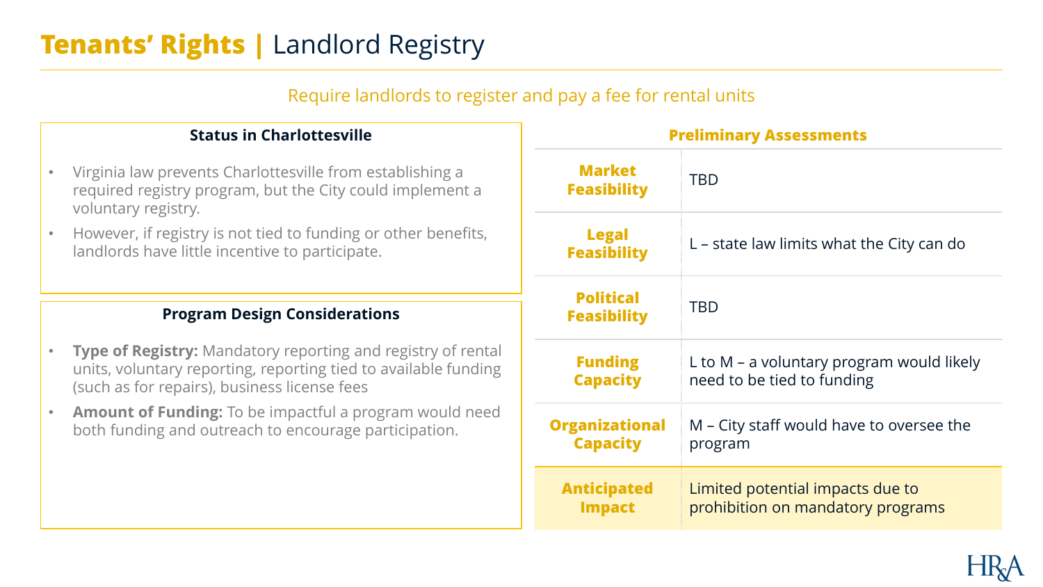# Tenants' Rights | Landlord Registry

Require landlords to register and pay a fee for rental units

### Status in Charlottesville

- Virginia law prevents Charlottesville from establishing a required registry program, but the City could implement a voluntary registry.
- However, if registry is not tied to funding or other benefits, landlords have little incentive to participate.

### Program Design Considerations

- **Type of Registry:** Mandatory reporting and registry of rental units, voluntary reporting, reporting tied to available funding (such as for repairs), business license fees
- **Amount of Funding:** To be impactful a program would need both funding and outreach to encourage participation.

### Preliminary Assessments

| | |
|---|---|
| **Market Feasibility** | TBD |
| **Legal Feasibility** | L – state law limits what the City can do |
| **Political Feasibility** | TBD |
| **Funding Capacity** | L to M – a voluntary program would likely need to be tied to funding |
| **Organizational Capacity** | M – City staff would have to oversee the program |
| **Anticipated Impact** | Limited potential impacts due to prohibition on mandatory programs |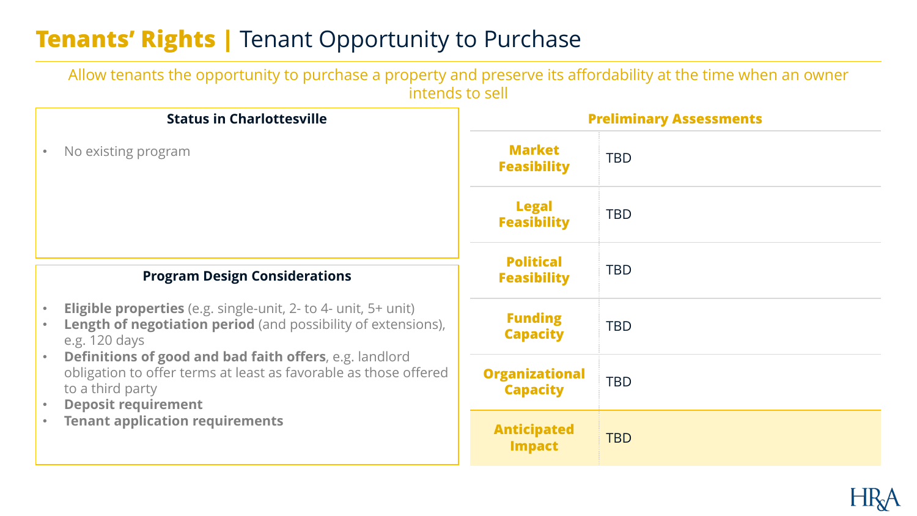# Tenants' Rights | Tenant Opportunity to Purchase

Allow tenants the opportunity to purchase a property and preserve its affordability at the time when an owner intends to sell

### Status in Charlottesville

- No existing program

### Program Design Considerations

- **Eligible properties** (e.g. single-unit, 2- to 4- unit, 5+ unit)
- **Length of negotiation period** (and possibility of extensions), e.g. 120 days
- **Definitions of good and bad faith offers**, e.g. landlord obligation to offer terms at least as favorable as those offered to a third party
- **Deposit requirement**
- **Tenant application requirements**

### Preliminary Assessments

| | |
|---|---|
| **Market Feasibility** | TBD |
| **Legal Feasibility** | TBD |
| **Political Feasibility** | TBD |
| **Funding Capacity** | TBD |
| **Organizational Capacity** | TBD |
| **Anticipated Impact** | TBD |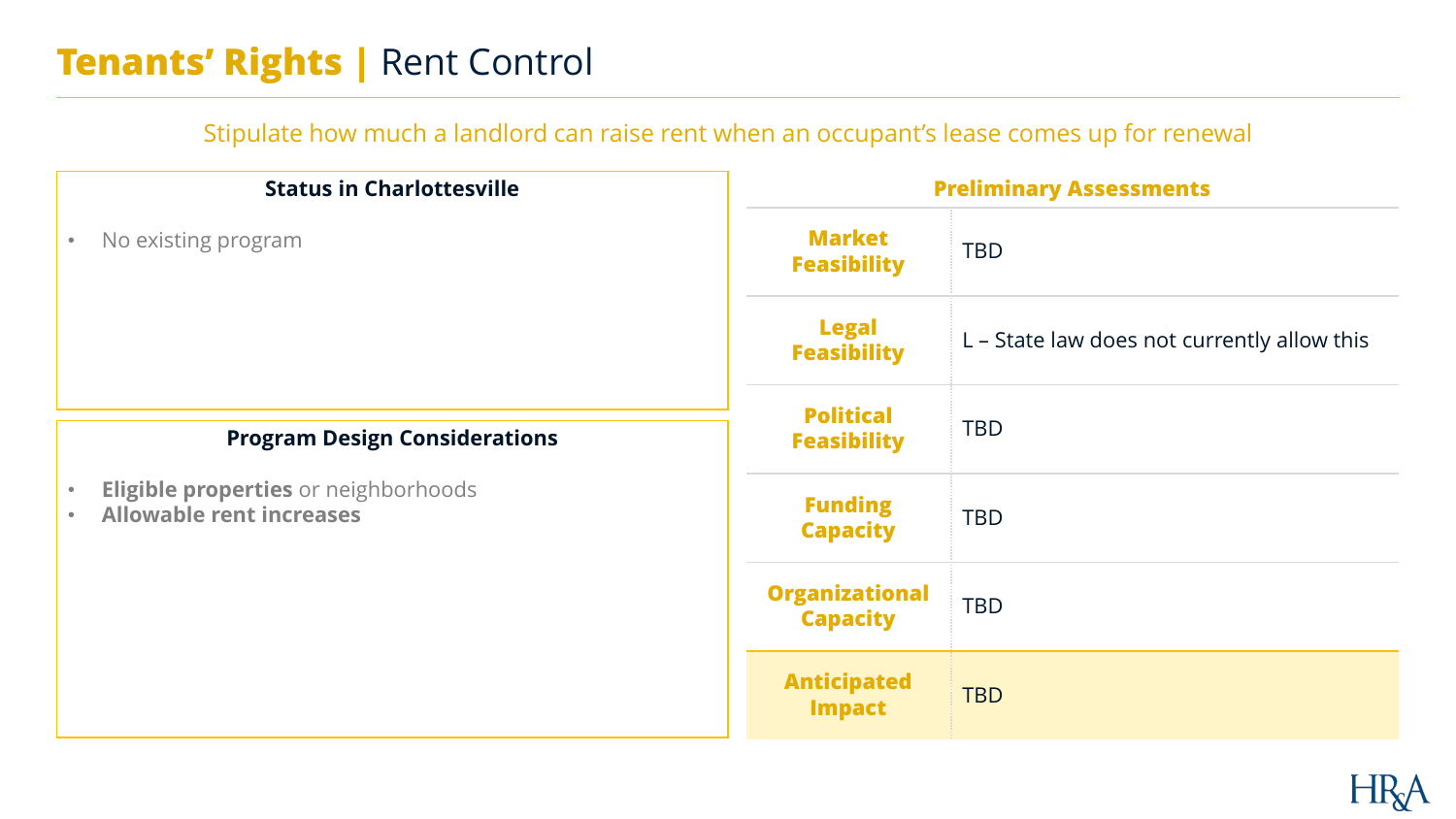# **Tenants' Rights** | Rent Control

Stipulate how much a landlord can raise rent when an occupant's lease comes up for renewal

### Status in Charlottesville

- No existing program

### Program Design Considerations

- **Eligible properties** or neighborhoods
- **Allowable rent increases**

### Preliminary Assessments

| | |
|---|---|
| **Market Feasibility** | TBD |
| **Legal Feasibility** | L – State law does not currently allow this |
| **Political Feasibility** | TBD |
| **Funding Capacity** | TBD |
| **Organizational Capacity** | TBD |
| **Anticipated Impact** | TBD |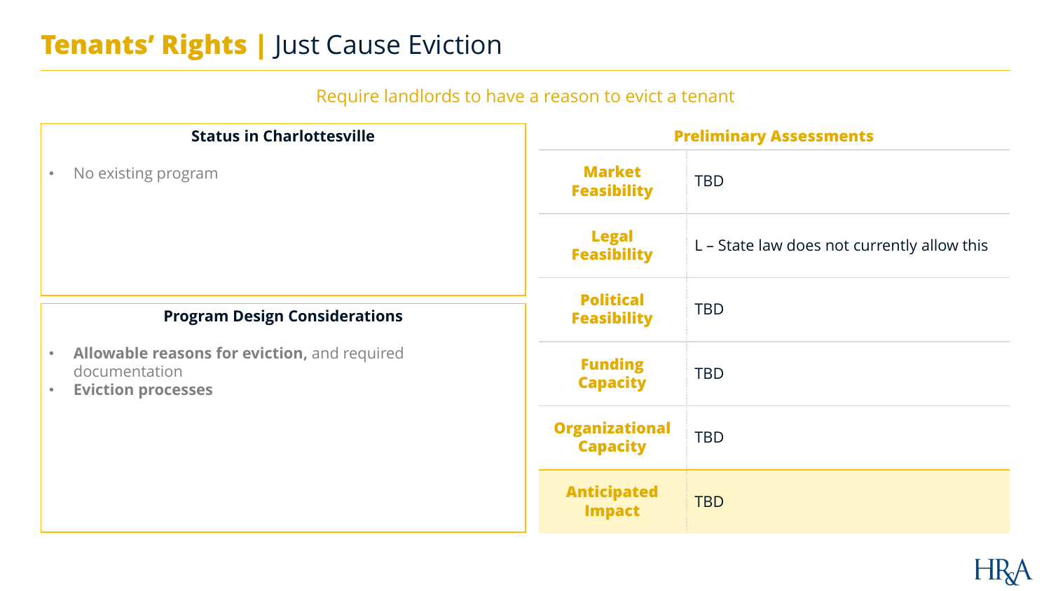# **Tenants' Rights** | Just Cause Eviction

Require landlords to have a reason to evict a tenant

### Status in Charlottesville

- No existing program

### Program Design Considerations

- **Allowable reasons for eviction,** and required documentation
- **Eviction processes**

### Preliminary Assessments

| | |
|---|---|
| **Market Feasibility** | TBD |
| **Legal Feasibility** | L – State law does not currently allow this |
| **Political Feasibility** | TBD |
| **Funding Capacity** | TBD |
| **Organizational Capacity** | TBD |
| **Anticipated Impact** | TBD |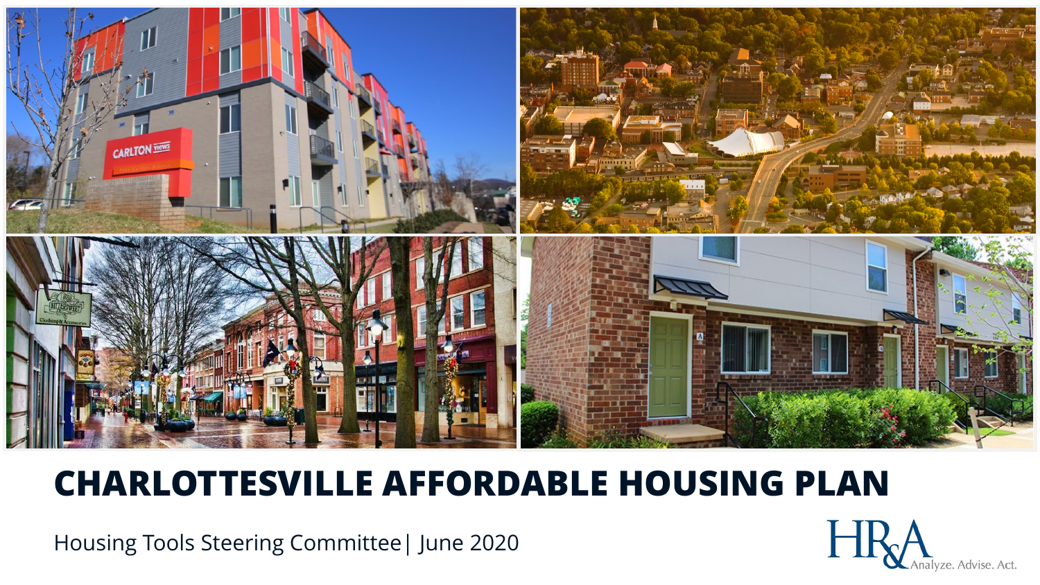# CHARLOTTESVILLE AFFORDABLE HOUSING PLAN

Housing Tools Steering Committee| June 2020

HR&A Analyze. Advise. Act.